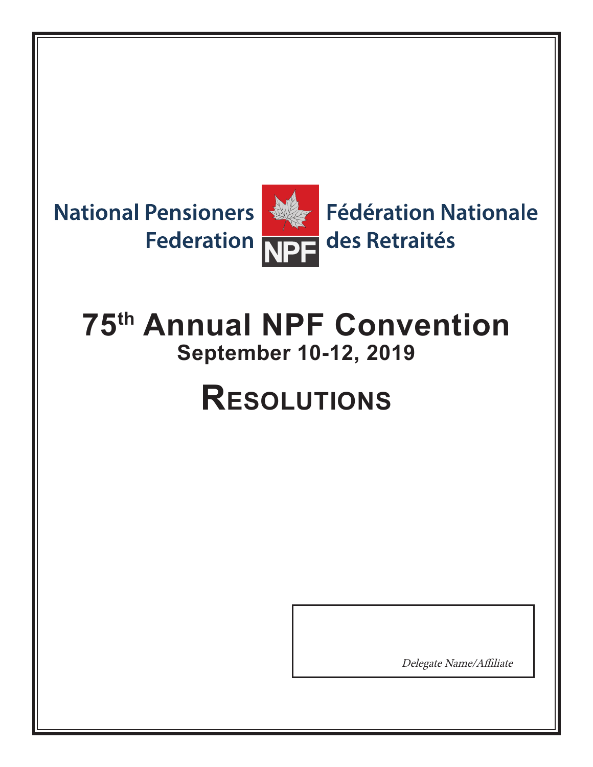National Pensioners Federation

NPF

Fédération Nationale des Retraités

# 75th Annual NPF Convention

## September 10-12, 2019

# Resolutions

*Delegate Name/Affiliate*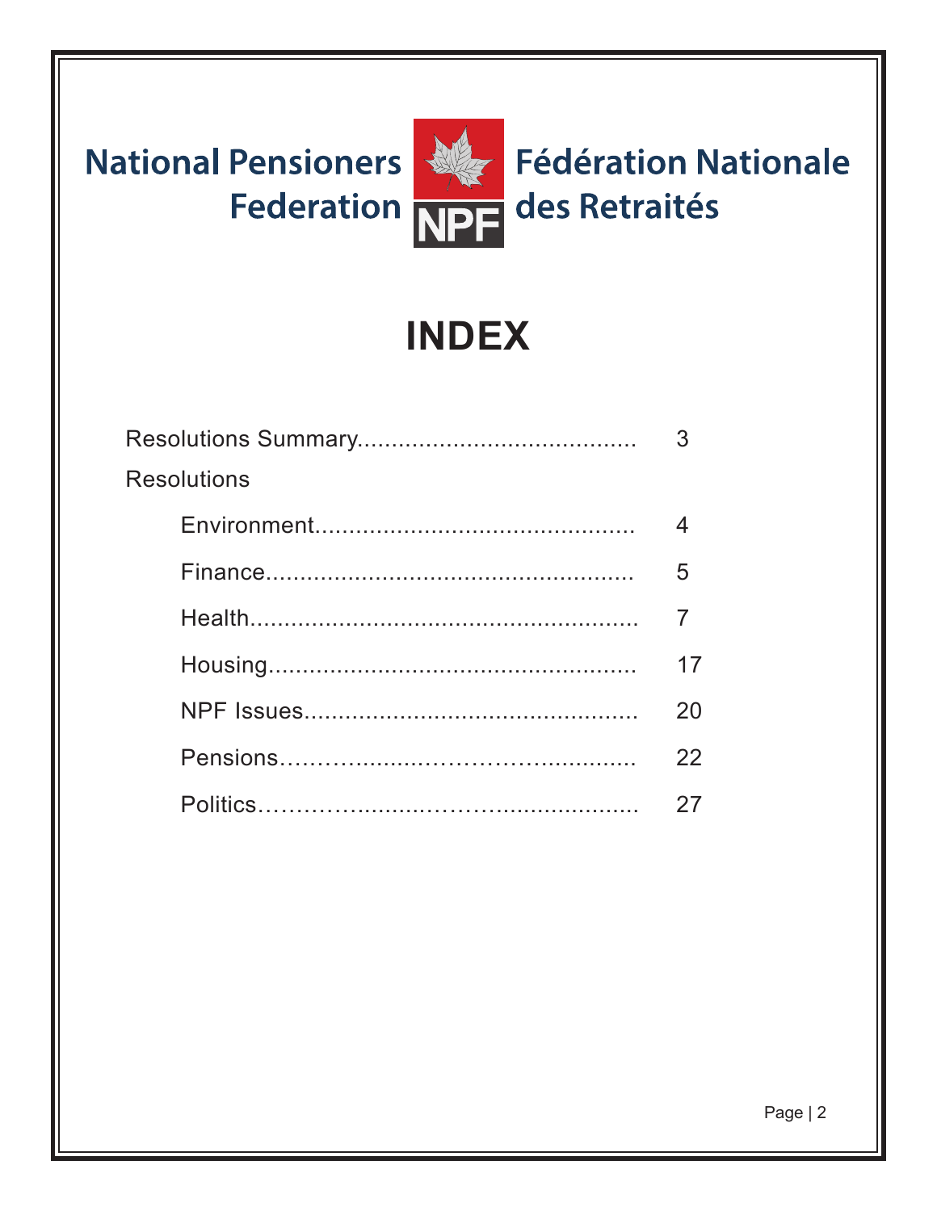National Pensioners Federation | Fédération Nationale des Retraités

NPF

# INDEX

| | |
|---|---|
| Resolutions Summary | 3 |
| Resolutions | |
| Environment | 4 |
| Finance | 5 |
| Health | 7 |
| Housing | 17 |
| NPF Issues | 20 |
| Pensions | 22 |
| Politics | 27 |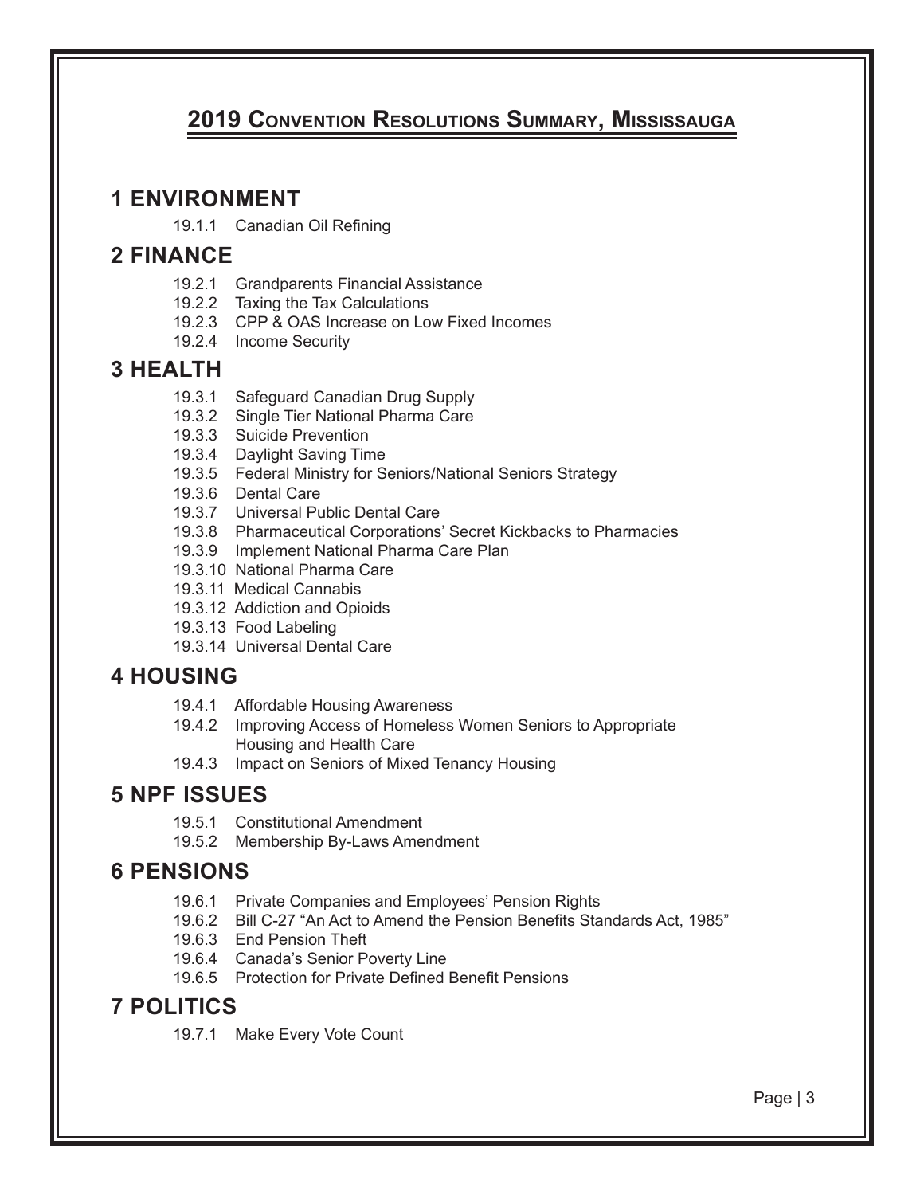# 2019 Convention Resolutions Summary, Mississauga

## 1 ENVIRONMENT

- 19.1.1 Canadian Oil Refining

## 2 FINANCE

- 19.2.1 Grandparents Financial Assistance
- 19.2.2 Taxing the Tax Calculations
- 19.2.3 CPP & OAS Increase on Low Fixed Incomes
- 19.2.4 Income Security

## 3 HEALTH

- 19.3.1 Safeguard Canadian Drug Supply
- 19.3.2 Single Tier National Pharma Care
- 19.3.3 Suicide Prevention
- 19.3.4 Daylight Saving Time
- 19.3.5 Federal Ministry for Seniors/National Seniors Strategy
- 19.3.6 Dental Care
- 19.3.7 Universal Public Dental Care
- 19.3.8 Pharmaceutical Corporations' Secret Kickbacks to Pharmacies
- 19.3.9 Implement National Pharma Care Plan
- 19.3.10 National Pharma Care
- 19.3.11 Medical Cannabis
- 19.3.12 Addiction and Opioids
- 19.3.13 Food Labeling
- 19.3.14 Universal Dental Care

## 4 HOUSING

- 19.4.1 Affordable Housing Awareness
- 19.4.2 Improving Access of Homeless Women Seniors to Appropriate Housing and Health Care
- 19.4.3 Impact on Seniors of Mixed Tenancy Housing

## 5 NPF ISSUES

- 19.5.1 Constitutional Amendment
- 19.5.2 Membership By-Laws Amendment

## 6 PENSIONS

- 19.6.1 Private Companies and Employees' Pension Rights
- 19.6.2 Bill C-27 "An Act to Amend the Pension Benefits Standards Act, 1985"
- 19.6.3 End Pension Theft
- 19.6.4 Canada's Senior Poverty Line
- 19.6.5 Protection for Private Defined Benefit Pensions

## 7 POLITICS

- 19.7.1 Make Every Vote Count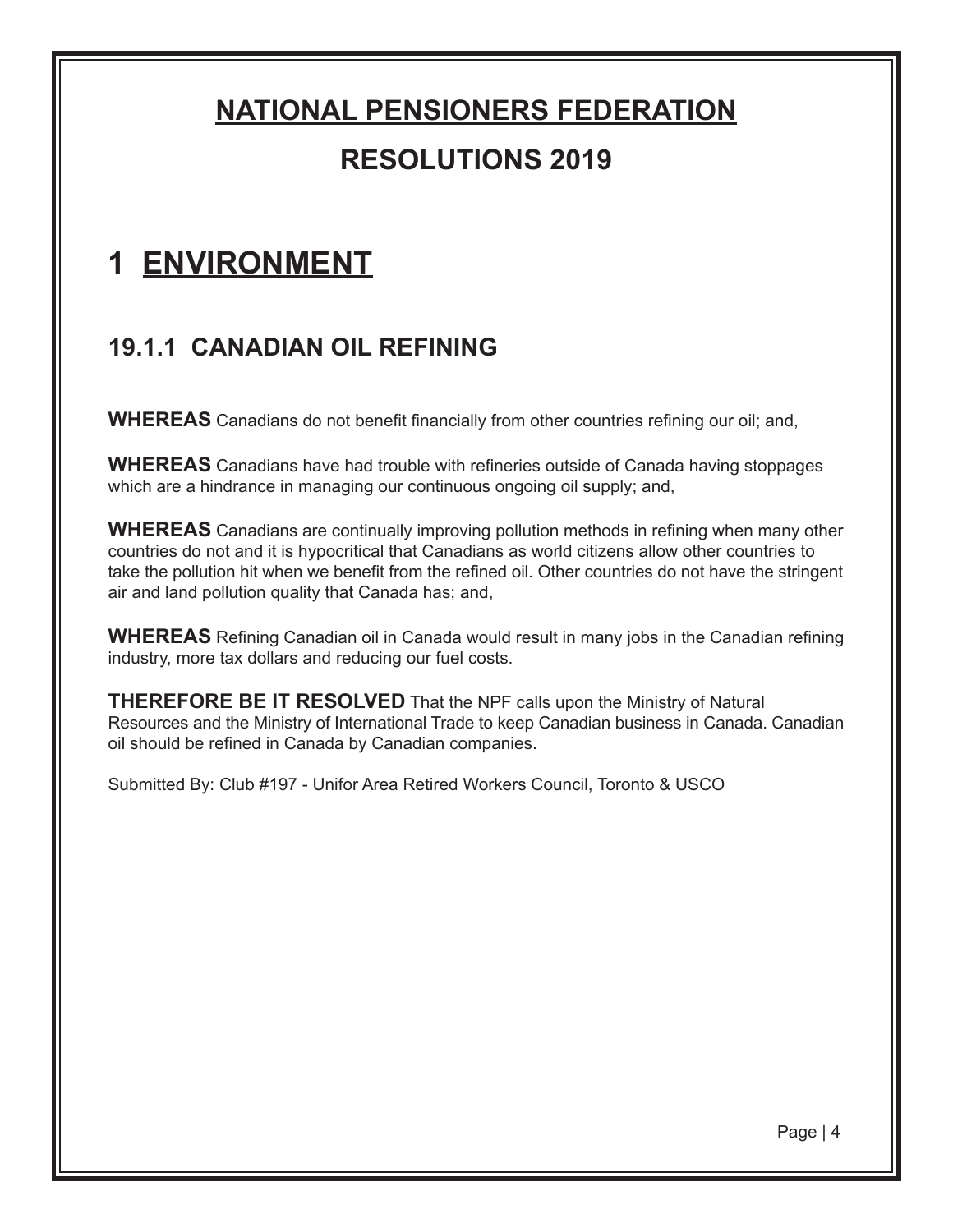# NATIONAL PENSIONERS FEDERATION

## RESOLUTIONS 2019

# 1 ENVIRONMENT

## 19.1.1 CANADIAN OIL REFINING

**WHEREAS** Canadians do not benefit financially from other countries refining our oil; and,

**WHEREAS** Canadians have had trouble with refineries outside of Canada having stoppages which are a hindrance in managing our continuous ongoing oil supply; and,

**WHEREAS** Canadians are continually improving pollution methods in refining when many other countries do not and it is hypocritical that Canadians as world citizens allow other countries to take the pollution hit when we benefit from the refined oil. Other countries do not have the stringent air and land pollution quality that Canada has; and,

**WHEREAS** Refining Canadian oil in Canada would result in many jobs in the Canadian refining industry, more tax dollars and reducing our fuel costs.

**THEREFORE BE IT RESOLVED** That the NPF calls upon the Ministry of Natural Resources and the Ministry of International Trade to keep Canadian business in Canada. Canadian oil should be refined in Canada by Canadian companies.

Submitted By: Club #197 - Unifor Area Retired Workers Council, Toronto & USCO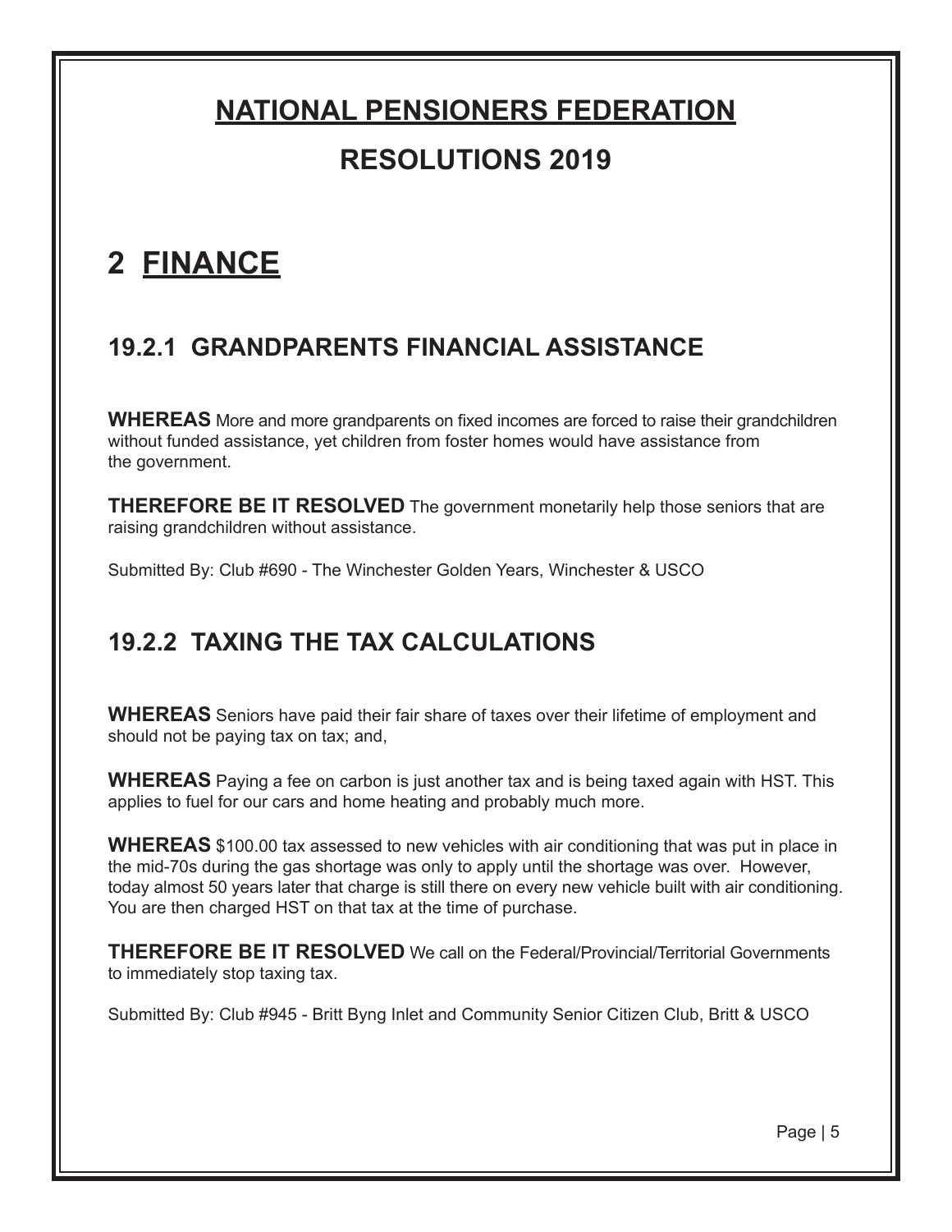# NATIONAL PENSIONERS FEDERATION

## RESOLUTIONS 2019

# 2 FINANCE

## 19.2.1 GRANDPARENTS FINANCIAL ASSISTANCE

**WHEREAS** More and more grandparents on fixed incomes are forced to raise their grandchildren without funded assistance, yet children from foster homes would have assistance from the government.

**THEREFORE BE IT RESOLVED** The government monetarily help those seniors that are raising grandchildren without assistance.

Submitted By: Club #690 - The Winchester Golden Years, Winchester & USCO

## 19.2.2 TAXING THE TAX CALCULATIONS

**WHEREAS** Seniors have paid their fair share of taxes over their lifetime of employment and should not be paying tax on tax; and,

**WHEREAS** Paying a fee on carbon is just another tax and is being taxed again with HST. This applies to fuel for our cars and home heating and probably much more.

**WHEREAS** $100.00 tax assessed to new vehicles with air conditioning that was put in place in the mid-70s during the gas shortage was only to apply until the shortage was over. However, today almost 50 years later that charge is still there on every new vehicle built with air conditioning. You are then charged HST on that tax at the time of purchase.

**THEREFORE BE IT RESOLVED** We call on the Federal/Provincial/Territorial Governments to immediately stop taxing tax.

Submitted By: Club #945 - Britt Byng Inlet and Community Senior Citizen Club, Britt & USCO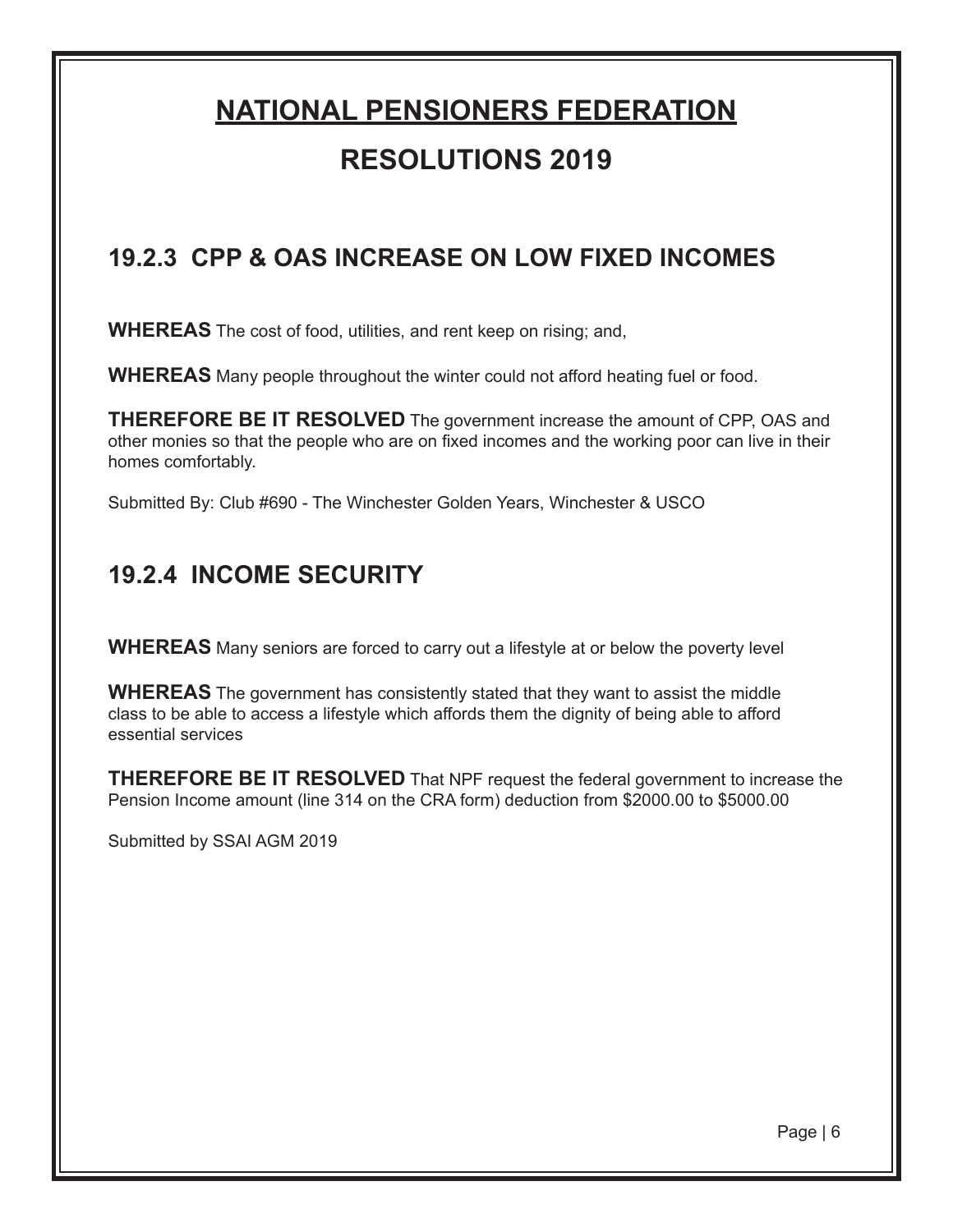# NATIONAL PENSIONERS FEDERATION

# RESOLUTIONS 2019

## 19.2.3 CPP & OAS INCREASE ON LOW FIXED INCOMES

**WHEREAS** The cost of food, utilities, and rent keep on rising; and,

**WHEREAS** Many people throughout the winter could not afford heating fuel or food.

**THEREFORE BE IT RESOLVED** The government increase the amount of CPP, OAS and other monies so that the people who are on fixed incomes and the working poor can live in their homes comfortably.

Submitted By: Club #690 - The Winchester Golden Years, Winchester & USCO

## 19.2.4 INCOME SECURITY

**WHEREAS** Many seniors are forced to carry out a lifestyle at or below the poverty level

**WHEREAS** The government has consistently stated that they want to assist the middle class to be able to access a lifestyle which affords them the dignity of being able to afford essential services

**THEREFORE BE IT RESOLVED** That NPF request the federal government to increase the Pension Income amount (line 314 on the CRA form) deduction from $2000.00 to $5000.00

Submitted by SSAI AGM 2019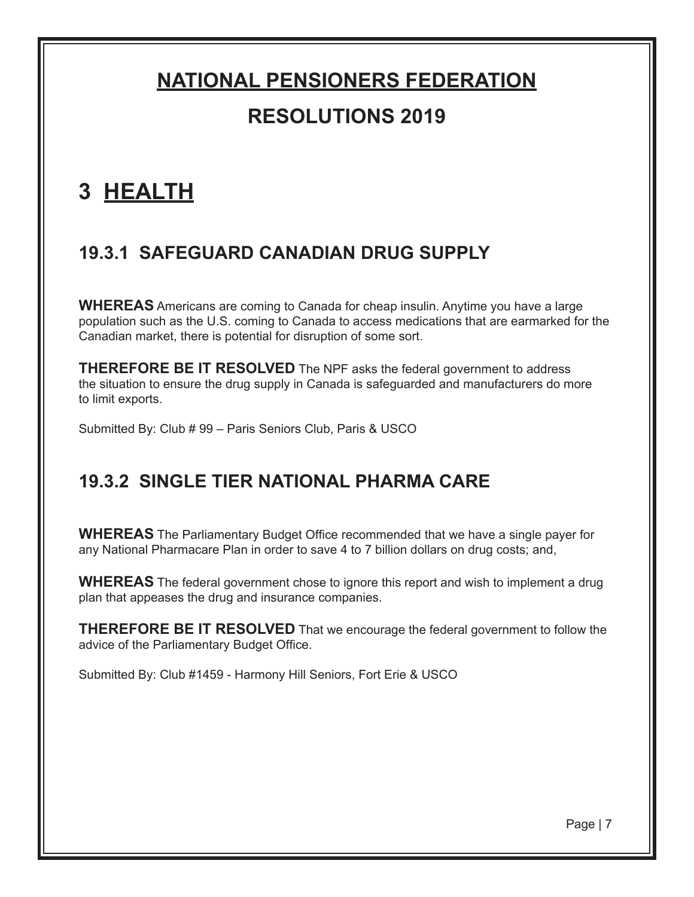# NATIONAL PENSIONERS FEDERATION

## RESOLUTIONS 2019

# 3 HEALTH

## 19.3.1 SAFEGUARD CANADIAN DRUG SUPPLY

**WHEREAS** Americans are coming to Canada for cheap insulin. Anytime you have a large population such as the U.S. coming to Canada to access medications that are earmarked for the Canadian market, there is potential for disruption of some sort.

**THEREFORE BE IT RESOLVED** The NPF asks the federal government to address the situation to ensure the drug supply in Canada is safeguarded and manufacturers do more to limit exports.

Submitted By: Club # 99 – Paris Seniors Club, Paris & USCO

## 19.3.2 SINGLE TIER NATIONAL PHARMA CARE

**WHEREAS** The Parliamentary Budget Office recommended that we have a single payer for any National Pharmacare Plan in order to save 4 to 7 billion dollars on drug costs; and,

**WHEREAS** The federal government chose to ignore this report and wish to implement a drug plan that appeases the drug and insurance companies.

**THEREFORE BE IT RESOLVED** That we encourage the federal government to follow the advice of the Parliamentary Budget Office.

Submitted By: Club #1459 - Harmony Hill Seniors, Fort Erie & USCO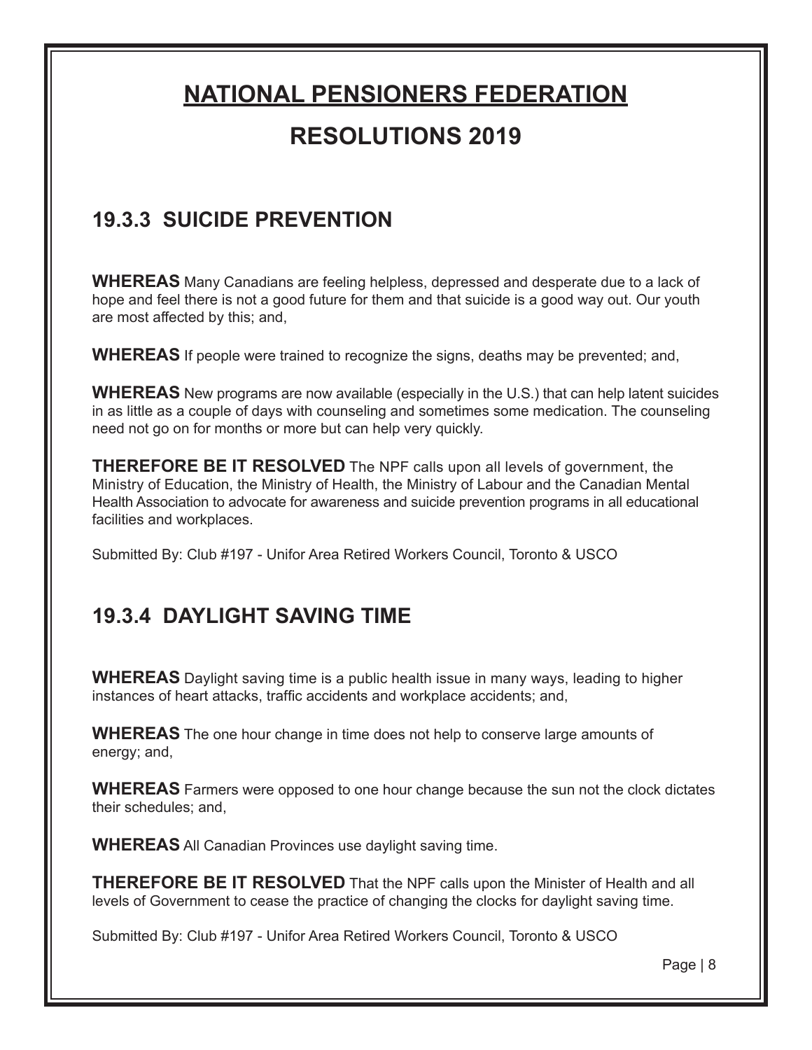# NATIONAL PENSIONERS FEDERATION

# RESOLUTIONS 2019

## 19.3.3 SUICIDE PREVENTION

**WHEREAS** Many Canadians are feeling helpless, depressed and desperate due to a lack of hope and feel there is not a good future for them and that suicide is a good way out. Our youth are most affected by this; and,

**WHEREAS** If people were trained to recognize the signs, deaths may be prevented; and,

**WHEREAS** New programs are now available (especially in the U.S.) that can help latent suicides in as little as a couple of days with counseling and sometimes some medication. The counseling need not go on for months or more but can help very quickly.

**THEREFORE BE IT RESOLVED** The NPF calls upon all levels of government, the Ministry of Education, the Ministry of Health, the Ministry of Labour and the Canadian Mental Health Association to advocate for awareness and suicide prevention programs in all educational facilities and workplaces.

Submitted By: Club #197 - Unifor Area Retired Workers Council, Toronto & USCO

## 19.3.4 DAYLIGHT SAVING TIME

**WHEREAS** Daylight saving time is a public health issue in many ways, leading to higher instances of heart attacks, traffic accidents and workplace accidents; and,

**WHEREAS** The one hour change in time does not help to conserve large amounts of energy; and,

**WHEREAS** Farmers were opposed to one hour change because the sun not the clock dictates their schedules; and,

**WHEREAS** All Canadian Provinces use daylight saving time.

**THEREFORE BE IT RESOLVED** That the NPF calls upon the Minister of Health and all levels of Government to cease the practice of changing the clocks for daylight saving time.

Submitted By: Club #197 - Unifor Area Retired Workers Council, Toronto & USCO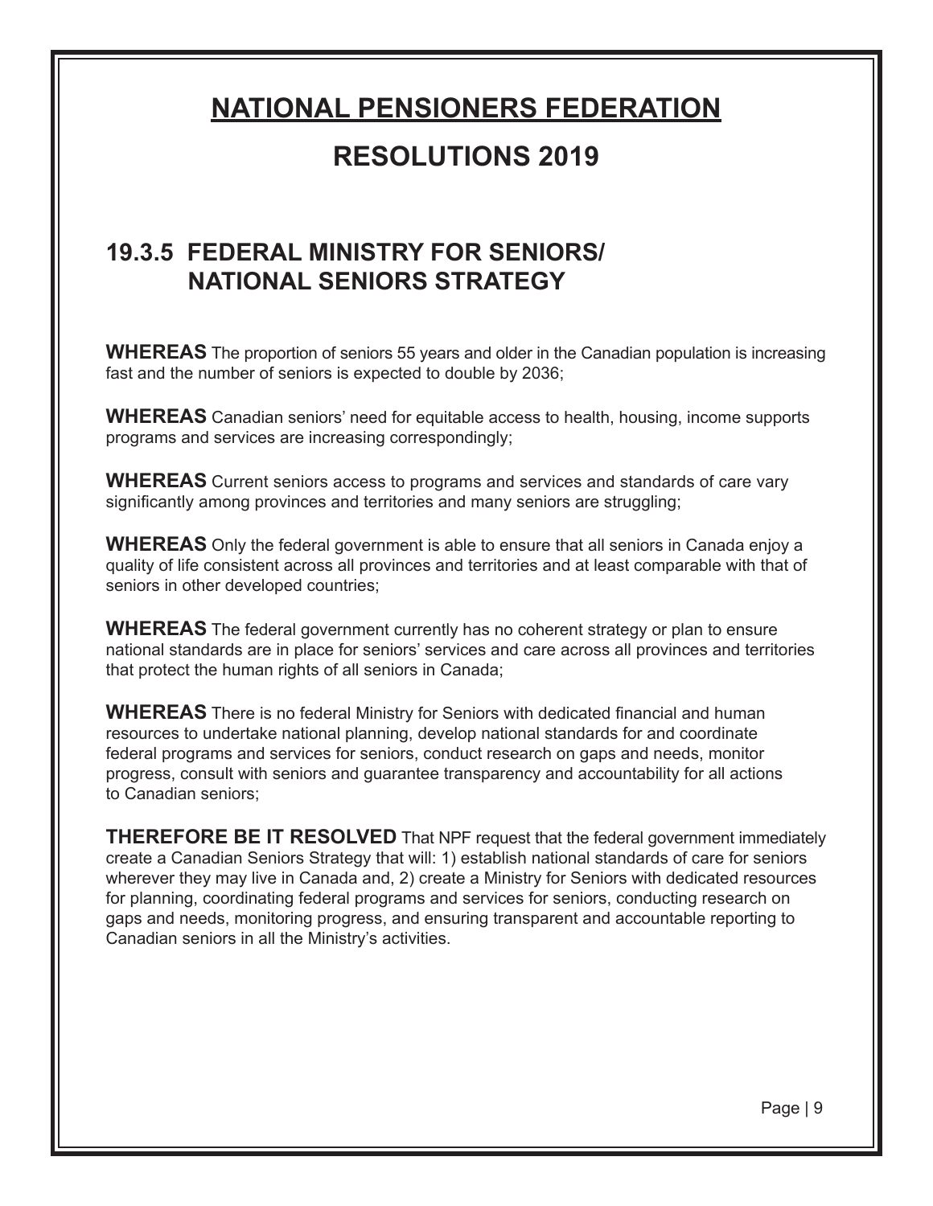# NATIONAL PENSIONERS FEDERATION

# RESOLUTIONS 2019

## 19.3.5 FEDERAL MINISTRY FOR SENIORS/ NATIONAL SENIORS STRATEGY

**WHEREAS** The proportion of seniors 55 years and older in the Canadian population is increasing fast and the number of seniors is expected to double by 2036;

**WHEREAS** Canadian seniors' need for equitable access to health, housing, income supports programs and services are increasing correspondingly;

**WHEREAS** Current seniors access to programs and services and standards of care vary significantly among provinces and territories and many seniors are struggling;

**WHEREAS** Only the federal government is able to ensure that all seniors in Canada enjoy a quality of life consistent across all provinces and territories and at least comparable with that of seniors in other developed countries;

**WHEREAS** The federal government currently has no coherent strategy or plan to ensure national standards are in place for seniors' services and care across all provinces and territories that protect the human rights of all seniors in Canada;

**WHEREAS** There is no federal Ministry for Seniors with dedicated financial and human resources to undertake national planning, develop national standards for and coordinate federal programs and services for seniors, conduct research on gaps and needs, monitor progress, consult with seniors and guarantee transparency and accountability for all actions to Canadian seniors;

**THEREFORE BE IT RESOLVED** That NPF request that the federal government immediately create a Canadian Seniors Strategy that will: 1) establish national standards of care for seniors wherever they may live in Canada and, 2) create a Ministry for Seniors with dedicated resources for planning, coordinating federal programs and services for seniors, conducting research on gaps and needs, monitoring progress, and ensuring transparent and accountable reporting to Canadian seniors in all the Ministry's activities.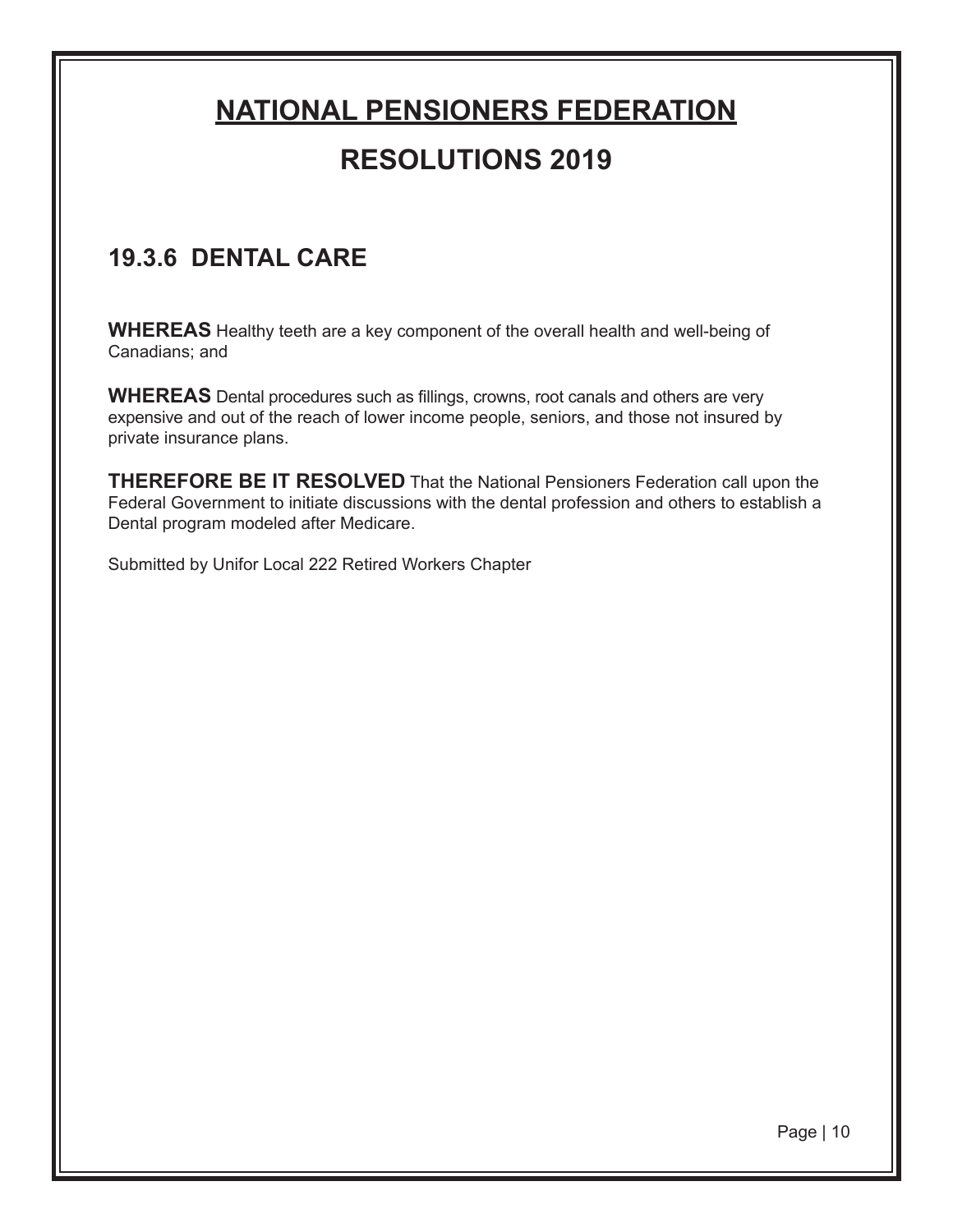# NATIONAL PENSIONERS FEDERATION

# RESOLUTIONS 2019

## 19.3.6 DENTAL CARE

**WHEREAS** Healthy teeth are a key component of the overall health and well-being of Canadians; and

**WHEREAS** Dental procedures such as fillings, crowns, root canals and others are very expensive and out of the reach of lower income people, seniors, and those not insured by private insurance plans.

**THEREFORE BE IT RESOLVED** That the National Pensioners Federation call upon the Federal Government to initiate discussions with the dental profession and others to establish a Dental program modeled after Medicare.

Submitted by Unifor Local 222 Retired Workers Chapter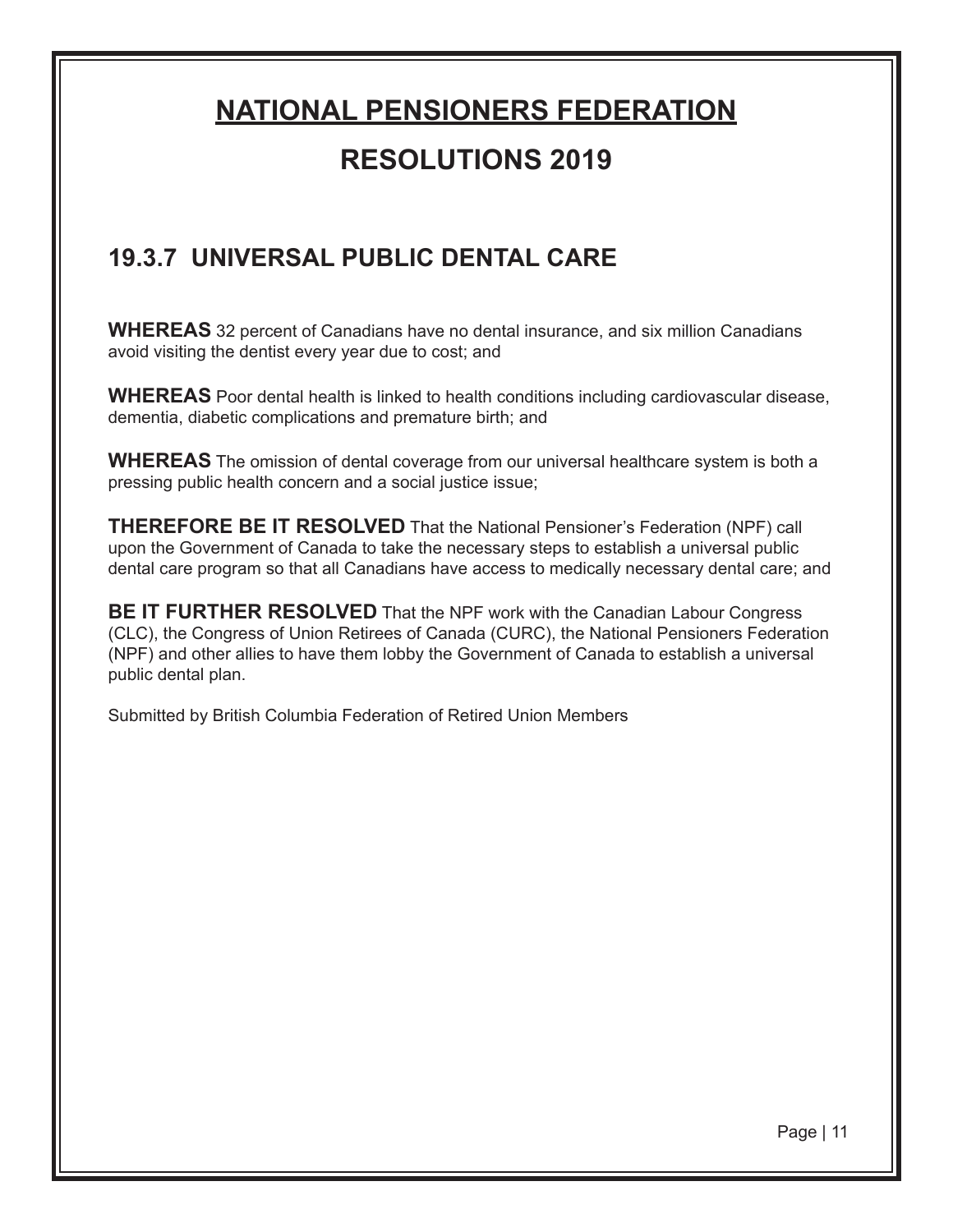# NATIONAL PENSIONERS FEDERATION

# RESOLUTIONS 2019

## 19.3.7 UNIVERSAL PUBLIC DENTAL CARE

**WHEREAS** 32 percent of Canadians have no dental insurance, and six million Canadians avoid visiting the dentist every year due to cost; and

**WHEREAS** Poor dental health is linked to health conditions including cardiovascular disease, dementia, diabetic complications and premature birth; and

**WHEREAS** The omission of dental coverage from our universal healthcare system is both a pressing public health concern and a social justice issue;

**THEREFORE BE IT RESOLVED** That the National Pensioner's Federation (NPF) call upon the Government of Canada to take the necessary steps to establish a universal public dental care program so that all Canadians have access to medically necessary dental care; and

**BE IT FURTHER RESOLVED** That the NPF work with the Canadian Labour Congress (CLC), the Congress of Union Retirees of Canada (CURC), the National Pensioners Federation (NPF) and other allies to have them lobby the Government of Canada to establish a universal public dental plan.

Submitted by British Columbia Federation of Retired Union Members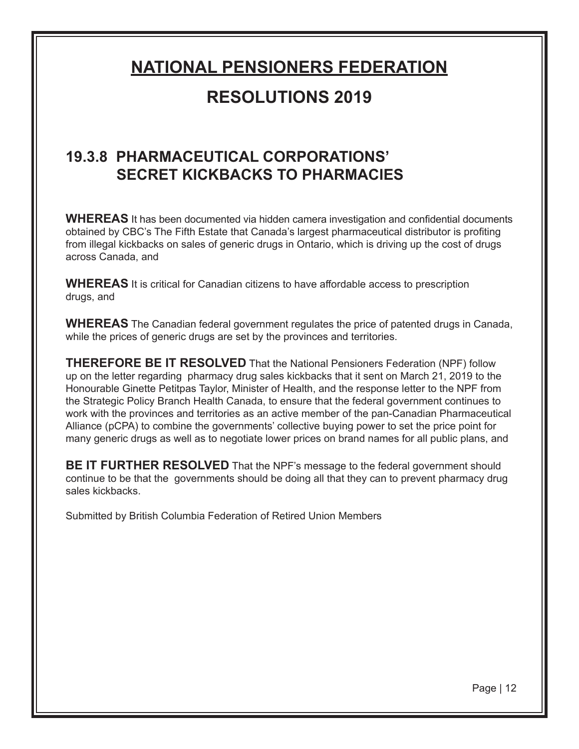# NATIONAL PENSIONERS FEDERATION

# RESOLUTIONS 2019

## 19.3.8 PHARMACEUTICAL CORPORATIONS' SECRET KICKBACKS TO PHARMACIES

**WHEREAS** It has been documented via hidden camera investigation and confidential documents obtained by CBC's The Fifth Estate that Canada's largest pharmaceutical distributor is profiting from illegal kickbacks on sales of generic drugs in Ontario, which is driving up the cost of drugs across Canada, and

**WHEREAS** It is critical for Canadian citizens to have affordable access to prescription drugs, and

**WHEREAS** The Canadian federal government regulates the price of patented drugs in Canada, while the prices of generic drugs are set by the provinces and territories.

**THEREFORE BE IT RESOLVED** That the National Pensioners Federation (NPF) follow up on the letter regarding pharmacy drug sales kickbacks that it sent on March 21, 2019 to the Honourable Ginette Petitpas Taylor, Minister of Health, and the response letter to the NPF from the Strategic Policy Branch Health Canada, to ensure that the federal government continues to work with the provinces and territories as an active member of the pan-Canadian Pharmaceutical Alliance (pCPA) to combine the governments' collective buying power to set the price point for many generic drugs as well as to negotiate lower prices on brand names for all public plans, and

**BE IT FURTHER RESOLVED** That the NPF's message to the federal government should continue to be that the governments should be doing all that they can to prevent pharmacy drug sales kickbacks.

Submitted by British Columbia Federation of Retired Union Members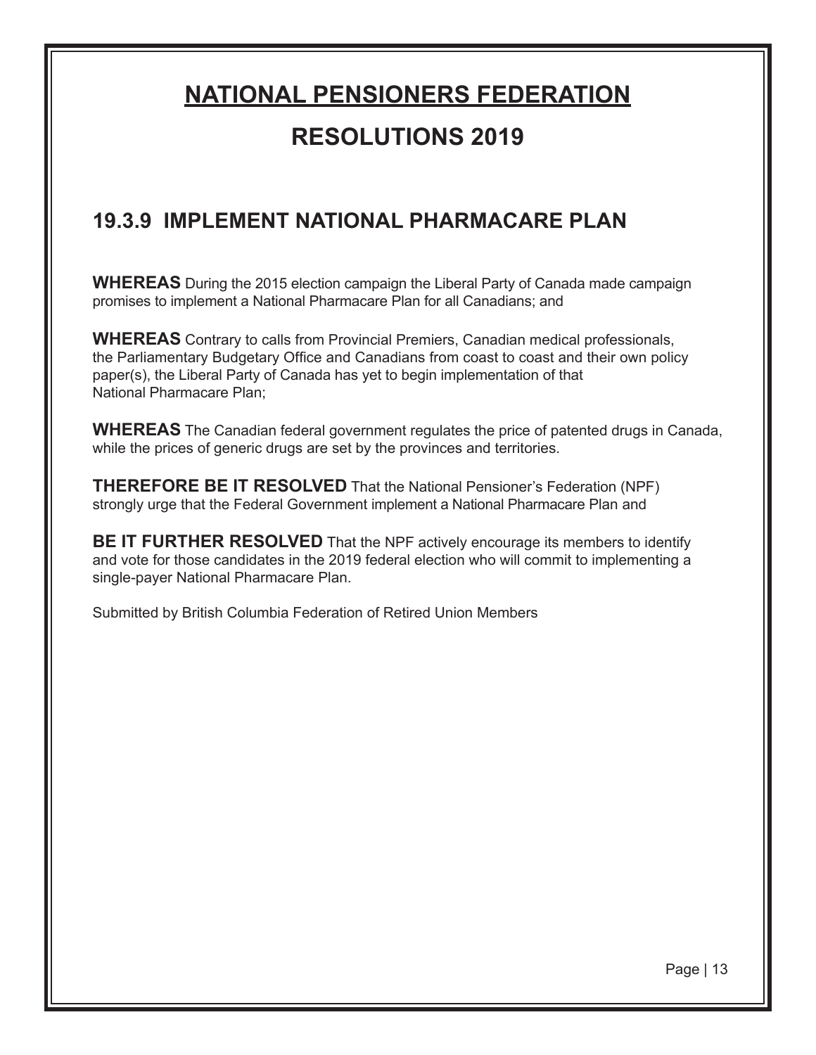# <u>NATIONAL PENSIONERS FEDERATION</u>

# RESOLUTIONS 2019

## 19.3.9 IMPLEMENT NATIONAL PHARMACARE PLAN

**WHEREAS** During the 2015 election campaign the Liberal Party of Canada made campaign promises to implement a National Pharmacare Plan for all Canadians; and

**WHEREAS** Contrary to calls from Provincial Premiers, Canadian medical professionals, the Parliamentary Budgetary Office and Canadians from coast to coast and their own policy paper(s), the Liberal Party of Canada has yet to begin implementation of that National Pharmacare Plan;

**WHEREAS** The Canadian federal government regulates the price of patented drugs in Canada, while the prices of generic drugs are set by the provinces and territories.

**THEREFORE BE IT RESOLVED** That the National Pensioner's Federation (NPF) strongly urge that the Federal Government implement a National Pharmacare Plan and

**BE IT FURTHER RESOLVED** That the NPF actively encourage its members to identify and vote for those candidates in the 2019 federal election who will commit to implementing a single-payer National Pharmacare Plan.

Submitted by British Columbia Federation of Retired Union Members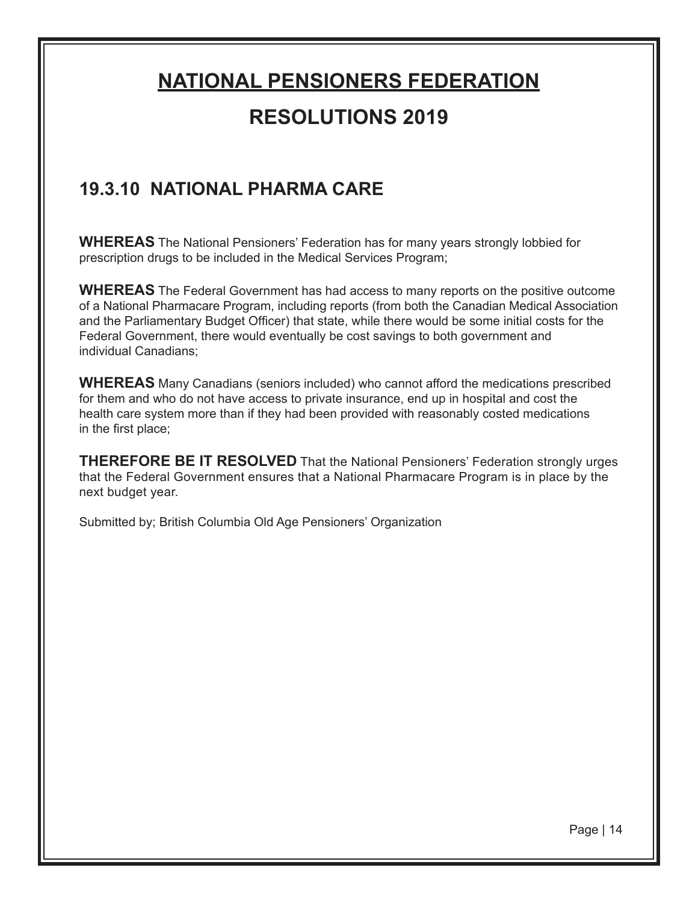# NATIONAL PENSIONERS FEDERATION

## RESOLUTIONS 2019

### 19.3.10 NATIONAL PHARMA CARE

**WHEREAS** The National Pensioners' Federation has for many years strongly lobbied for prescription drugs to be included in the Medical Services Program;

**WHEREAS** The Federal Government has had access to many reports on the positive outcome of a National Pharmacare Program, including reports (from both the Canadian Medical Association and the Parliamentary Budget Officer) that state, while there would be some initial costs for the Federal Government, there would eventually be cost savings to both government and individual Canadians;

**WHEREAS** Many Canadians (seniors included) who cannot afford the medications prescribed for them and who do not have access to private insurance, end up in hospital and cost the health care system more than if they had been provided with reasonably costed medications in the first place;

**THEREFORE BE IT RESOLVED** That the National Pensioners' Federation strongly urges that the Federal Government ensures that a National Pharmacare Program is in place by the next budget year.

Submitted by; British Columbia Old Age Pensioners' Organization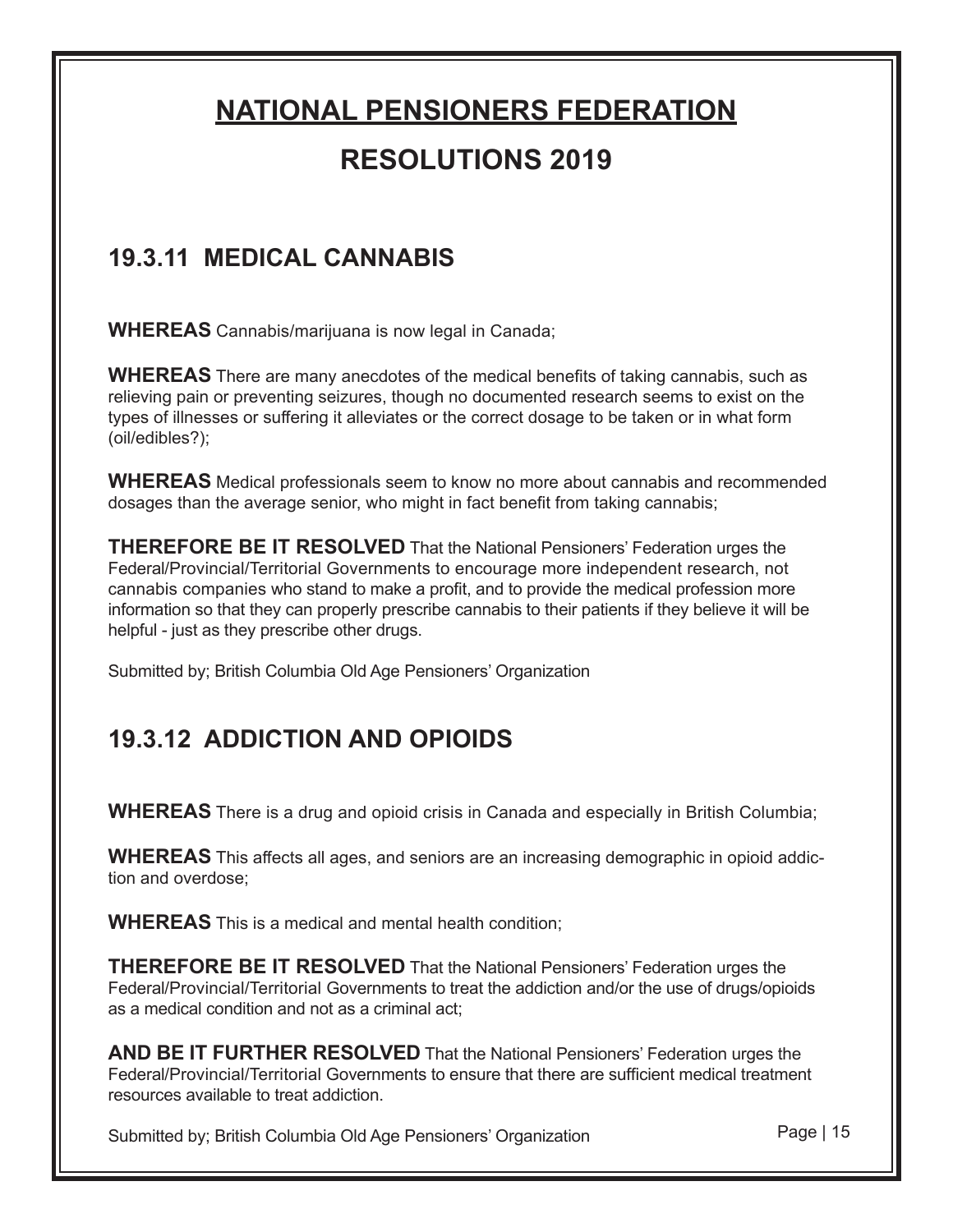# NATIONAL PENSIONERS FEDERATION

# RESOLUTIONS 2019

## 19.3.11 MEDICAL CANNABIS

**WHEREAS** Cannabis/marijuana is now legal in Canada;

**WHEREAS** There are many anecdotes of the medical benefits of taking cannabis, such as relieving pain or preventing seizures, though no documented research seems to exist on the types of illnesses or suffering it alleviates or the correct dosage to be taken or in what form (oil/edibles?);

**WHEREAS** Medical professionals seem to know no more about cannabis and recommended dosages than the average senior, who might in fact benefit from taking cannabis;

**THEREFORE BE IT RESOLVED** That the National Pensioners' Federation urges the Federal/Provincial/Territorial Governments to encourage more independent research, not cannabis companies who stand to make a profit, and to provide the medical profession more information so that they can properly prescribe cannabis to their patients if they believe it will be helpful - just as they prescribe other drugs.

Submitted by; British Columbia Old Age Pensioners' Organization

## 19.3.12 ADDICTION AND OPIOIDS

**WHEREAS** There is a drug and opioid crisis in Canada and especially in British Columbia;

**WHEREAS** This affects all ages, and seniors are an increasing demographic in opioid addiction and overdose;

**WHEREAS** This is a medical and mental health condition;

**THEREFORE BE IT RESOLVED** That the National Pensioners' Federation urges the Federal/Provincial/Territorial Governments to treat the addiction and/or the use of drugs/opioids as a medical condition and not as a criminal act;

**AND BE IT FURTHER RESOLVED** That the National Pensioners' Federation urges the Federal/Provincial/Territorial Governments to ensure that there are sufficient medical treatment resources available to treat addiction.

Submitted by; British Columbia Old Age Pensioners' Organization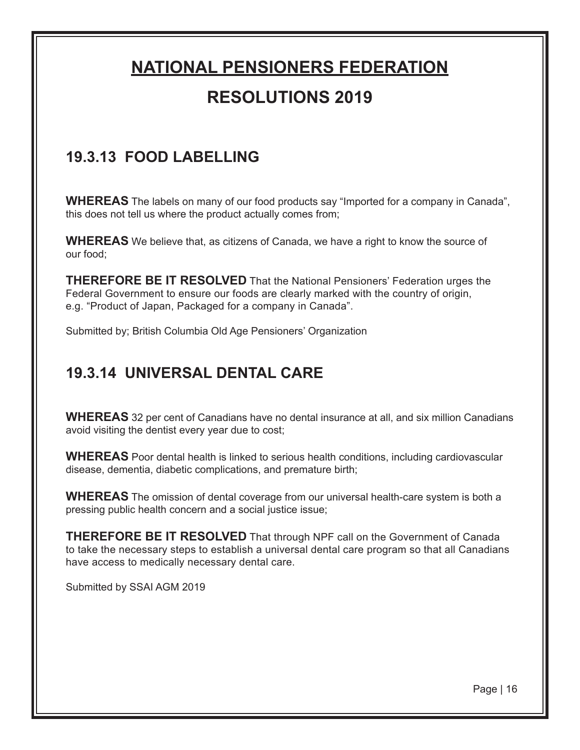# NATIONAL PENSIONERS FEDERATION

## RESOLUTIONS 2019

### 19.3.13 FOOD LABELLING

**WHEREAS** The labels on many of our food products say "Imported for a company in Canada", this does not tell us where the product actually comes from;

**WHEREAS** We believe that, as citizens of Canada, we have a right to know the source of our food;

**THEREFORE BE IT RESOLVED** That the National Pensioners' Federation urges the Federal Government to ensure our foods are clearly marked with the country of origin, e.g. "Product of Japan, Packaged for a company in Canada".

Submitted by; British Columbia Old Age Pensioners' Organization

### 19.3.14 UNIVERSAL DENTAL CARE

**WHEREAS** 32 per cent of Canadians have no dental insurance at all, and six million Canadians avoid visiting the dentist every year due to cost;

**WHEREAS** Poor dental health is linked to serious health conditions, including cardiovascular disease, dementia, diabetic complications, and premature birth;

**WHEREAS** The omission of dental coverage from our universal health-care system is both a pressing public health concern and a social justice issue;

**THEREFORE BE IT RESOLVED** That through NPF call on the Government of Canada to take the necessary steps to establish a universal dental care program so that all Canadians have access to medically necessary dental care.

Submitted by SSAI AGM 2019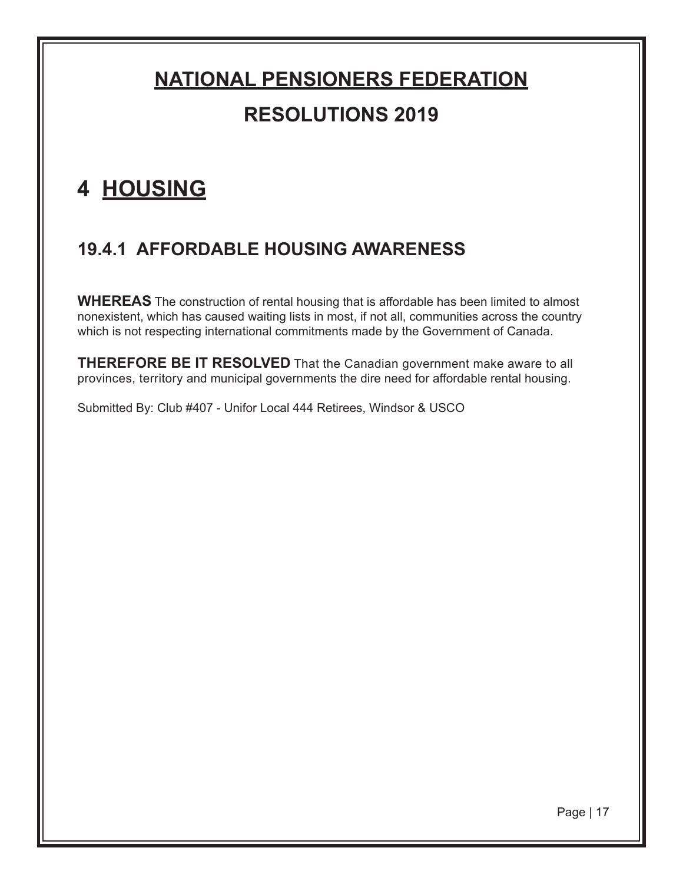# NATIONAL PENSIONERS FEDERATION

## RESOLUTIONS 2019

# 4 HOUSING

## 19.4.1 AFFORDABLE HOUSING AWARENESS

**WHEREAS** The construction of rental housing that is affordable has been limited to almost nonexistent, which has caused waiting lists in most, if not all, communities across the country which is not respecting international commitments made by the Government of Canada.

**THEREFORE BE IT RESOLVED** That the Canadian government make aware to all provinces, territory and municipal governments the dire need for affordable rental housing.

Submitted By: Club #407 - Unifor Local 444 Retirees, Windsor & USCO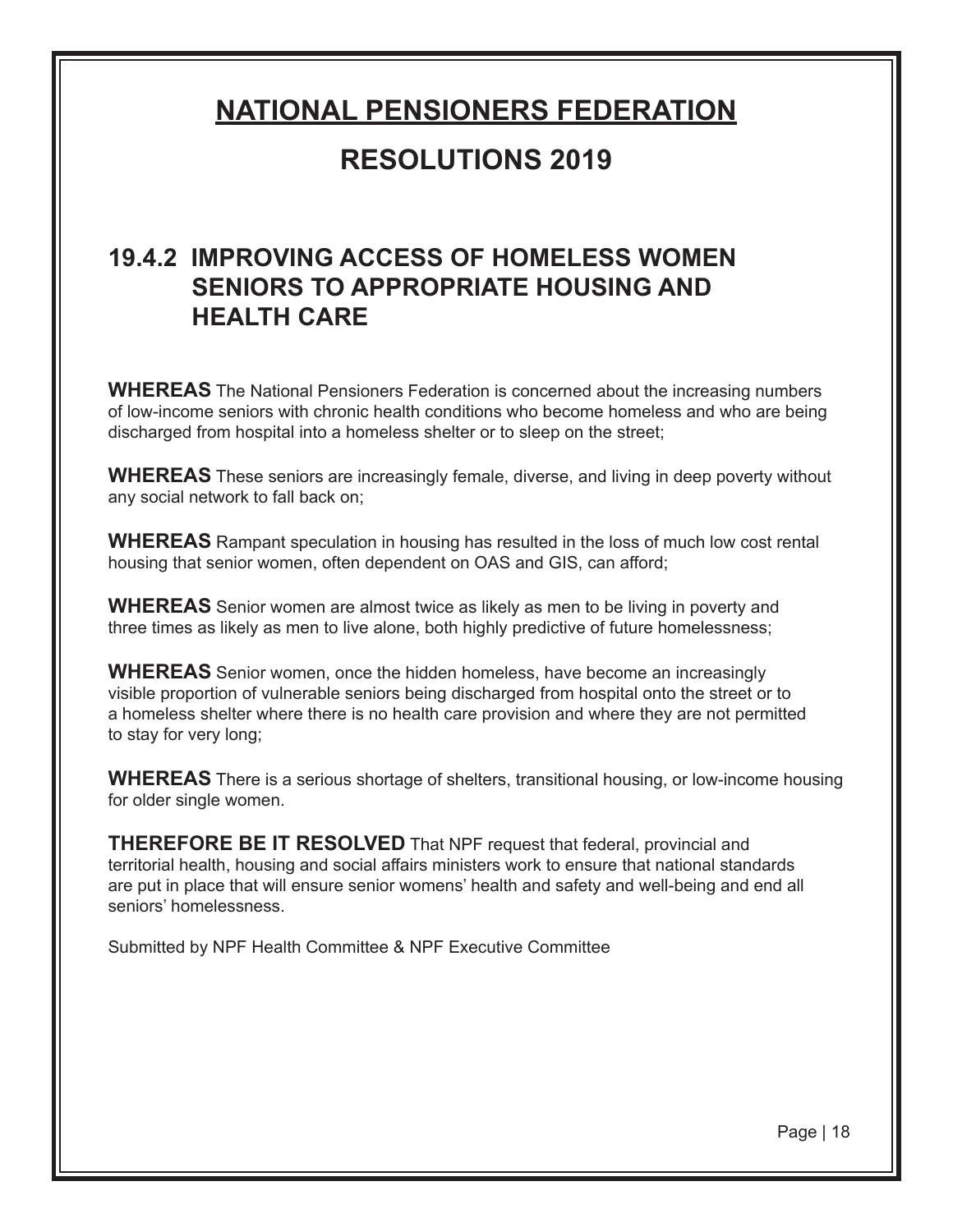# NATIONAL PENSIONERS FEDERATION

# RESOLUTIONS 2019

## 19.4.2 IMPROVING ACCESS OF HOMELESS WOMEN SENIORS TO APPROPRIATE HOUSING AND HEALTH CARE

**WHEREAS** The National Pensioners Federation is concerned about the increasing numbers of low-income seniors with chronic health conditions who become homeless and who are being discharged from hospital into a homeless shelter or to sleep on the street;

**WHEREAS** These seniors are increasingly female, diverse, and living in deep poverty without any social network to fall back on;

**WHEREAS** Rampant speculation in housing has resulted in the loss of much low cost rental housing that senior women, often dependent on OAS and GIS, can afford;

**WHEREAS** Senior women are almost twice as likely as men to be living in poverty and three times as likely as men to live alone, both highly predictive of future homelessness;

**WHEREAS** Senior women, once the hidden homeless, have become an increasingly visible proportion of vulnerable seniors being discharged from hospital onto the street or to a homeless shelter where there is no health care provision and where they are not permitted to stay for very long;

**WHEREAS** There is a serious shortage of shelters, transitional housing, or low-income housing for older single women.

**THEREFORE BE IT RESOLVED** That NPF request that federal, provincial and territorial health, housing and social affairs ministers work to ensure that national standards are put in place that will ensure senior womens' health and safety and well-being and end all seniors' homelessness.

Submitted by NPF Health Committee & NPF Executive Committee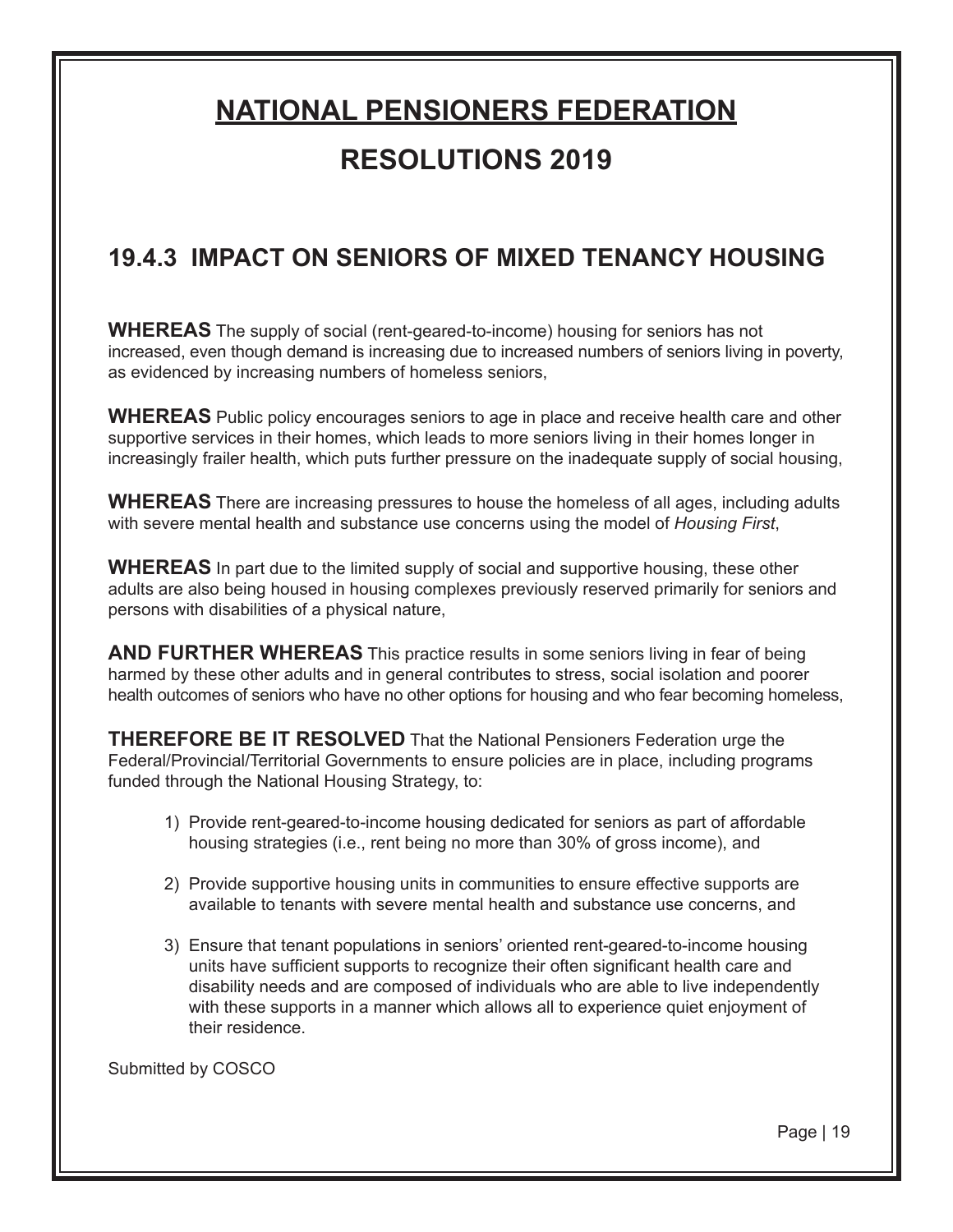# NATIONAL PENSIONERS FEDERATION

# RESOLUTIONS 2019

## 19.4.3 IMPACT ON SENIORS OF MIXED TENANCY HOUSING

**WHEREAS** The supply of social (rent-geared-to-income) housing for seniors has not increased, even though demand is increasing due to increased numbers of seniors living in poverty, as evidenced by increasing numbers of homeless seniors,

**WHEREAS** Public policy encourages seniors to age in place and receive health care and other supportive services in their homes, which leads to more seniors living in their homes longer in increasingly frailer health, which puts further pressure on the inadequate supply of social housing,

**WHEREAS** There are increasing pressures to house the homeless of all ages, including adults with severe mental health and substance use concerns using the model of *Housing First*,

**WHEREAS** In part due to the limited supply of social and supportive housing, these other adults are also being housed in housing complexes previously reserved primarily for seniors and persons with disabilities of a physical nature,

**AND FURTHER WHEREAS** This practice results in some seniors living in fear of being harmed by these other adults and in general contributes to stress, social isolation and poorer health outcomes of seniors who have no other options for housing and who fear becoming homeless,

**THEREFORE BE IT RESOLVED** That the National Pensioners Federation urge the Federal/Provincial/Territorial Governments to ensure policies are in place, including programs funded through the National Housing Strategy, to:

1) Provide rent-geared-to-income housing dedicated for seniors as part of affordable housing strategies (i.e., rent being no more than 30% of gross income), and
2) Provide supportive housing units in communities to ensure effective supports are available to tenants with severe mental health and substance use concerns, and
3) Ensure that tenant populations in seniors' oriented rent-geared-to-income housing units have sufficient supports to recognize their often significant health care and disability needs and are composed of individuals who are able to live independently with these supports in a manner which allows all to experience quiet enjoyment of their residence.

Submitted by COSCO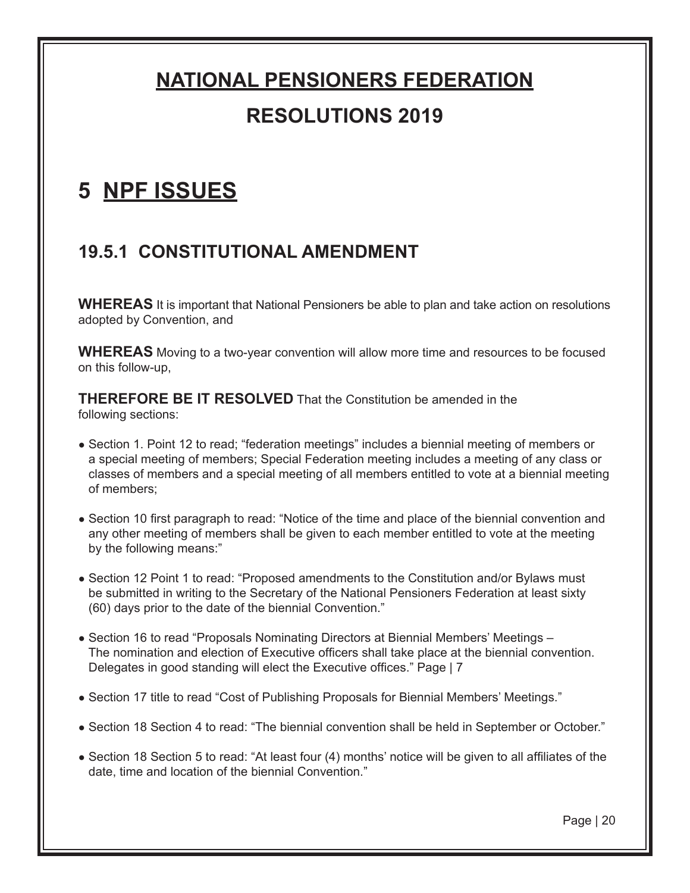# NATIONAL PENSIONERS FEDERATION

## RESOLUTIONS 2019

# 5 NPF ISSUES

## 19.5.1 CONSTITUTIONAL AMENDMENT

**WHEREAS** It is important that National Pensioners be able to plan and take action on resolutions adopted by Convention, and

**WHEREAS** Moving to a two-year convention will allow more time and resources to be focused on this follow-up,

**THEREFORE BE IT RESOLVED** That the Constitution be amended in the following sections:

- Section 1. Point 12 to read; "federation meetings" includes a biennial meeting of members or a special meeting of members; Special Federation meeting includes a meeting of any class or classes of members and a special meeting of all members entitled to vote at a biennial meeting of members;
- Section 10 first paragraph to read: "Notice of the time and place of the biennial convention and any other meeting of members shall be given to each member entitled to vote at the meeting by the following means:"
- Section 12 Point 1 to read: "Proposed amendments to the Constitution and/or Bylaws must be submitted in writing to the Secretary of the National Pensioners Federation at least sixty (60) days prior to the date of the biennial Convention."
- Section 16 to read "Proposals Nominating Directors at Biennial Members' Meetings – The nomination and election of Executive officers shall take place at the biennial convention. Delegates in good standing will elect the Executive offices." Page | 7
- Section 17 title to read "Cost of Publishing Proposals for Biennial Members' Meetings."
- Section 18 Section 4 to read: "The biennial convention shall be held in September or October."
- Section 18 Section 5 to read: "At least four (4) months' notice will be given to all affiliates of the date, time and location of the biennial Convention."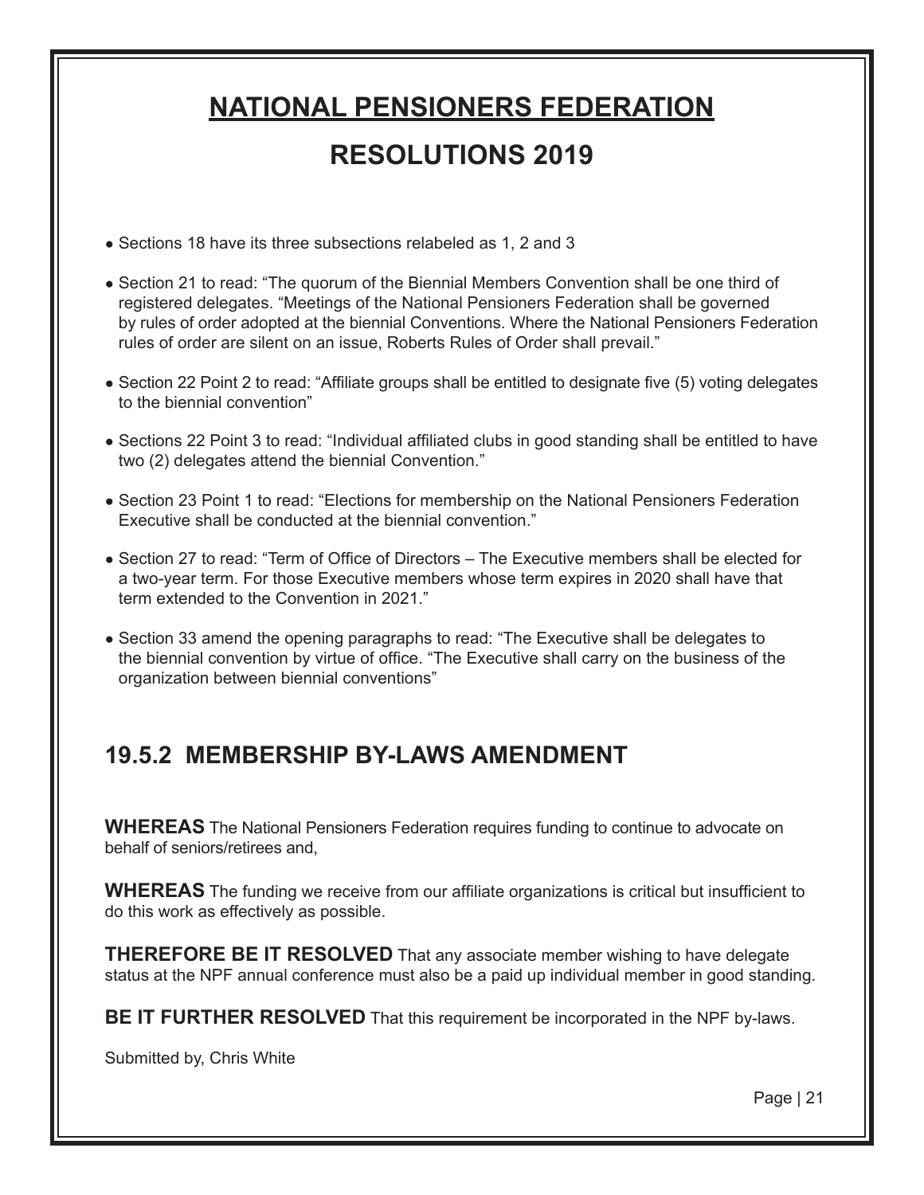# NATIONAL PENSIONERS FEDERATION

# RESOLUTIONS 2019

- Sections 18 have its three subsections relabeled as 1, 2 and 3
- Section 21 to read: "The quorum of the Biennial Members Convention shall be one third of registered delegates. "Meetings of the National Pensioners Federation shall be governed by rules of order adopted at the biennial Conventions. Where the National Pensioners Federation rules of order are silent on an issue, Roberts Rules of Order shall prevail."
- Section 22 Point 2 to read: "Affiliate groups shall be entitled to designate five (5) voting delegates to the biennial convention"
- Sections 22 Point 3 to read: "Individual affiliated clubs in good standing shall be entitled to have two (2) delegates attend the biennial Convention."
- Section 23 Point 1 to read: "Elections for membership on the National Pensioners Federation Executive shall be conducted at the biennial convention."
- Section 27 to read: "Term of Office of Directors – The Executive members shall be elected for a two-year term. For those Executive members whose term expires in 2020 shall have that term extended to the Convention in 2021."
- Section 33 amend the opening paragraphs to read: "The Executive shall be delegates to the biennial convention by virtue of office. "The Executive shall carry on the business of the organization between biennial conventions"

## 19.5.2 MEMBERSHIP BY-LAWS AMENDMENT

**WHEREAS** The National Pensioners Federation requires funding to continue to advocate on behalf of seniors/retirees and,

**WHEREAS** The funding we receive from our affiliate organizations is critical but insufficient to do this work as effectively as possible.

**THEREFORE BE IT RESOLVED** That any associate member wishing to have delegate status at the NPF annual conference must also be a paid up individual member in good standing.

**BE IT FURTHER RESOLVED** That this requirement be incorporated in the NPF by-laws.

Submitted by, Chris White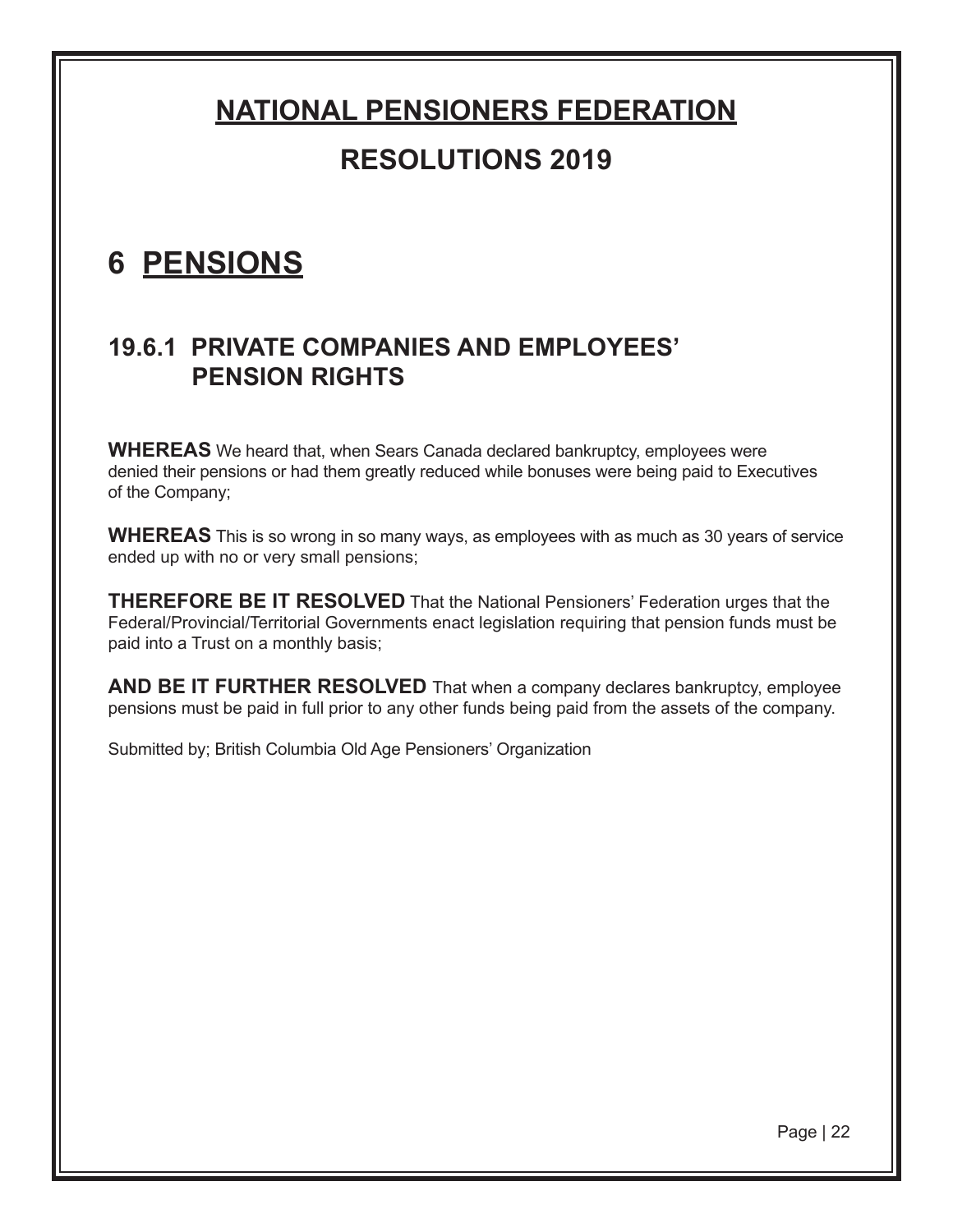# NATIONAL PENSIONERS FEDERATION

## RESOLUTIONS 2019

# 6 PENSIONS

## 19.6.1 PRIVATE COMPANIES AND EMPLOYEES' PENSION RIGHTS

**WHEREAS** We heard that, when Sears Canada declared bankruptcy, employees were denied their pensions or had them greatly reduced while bonuses were being paid to Executives of the Company;

**WHEREAS** This is so wrong in so many ways, as employees with as much as 30 years of service ended up with no or very small pensions;

**THEREFORE BE IT RESOLVED** That the National Pensioners' Federation urges that the Federal/Provincial/Territorial Governments enact legislation requiring that pension funds must be paid into a Trust on a monthly basis;

**AND BE IT FURTHER RESOLVED** That when a company declares bankruptcy, employee pensions must be paid in full prior to any other funds being paid from the assets of the company.

Submitted by; British Columbia Old Age Pensioners' Organization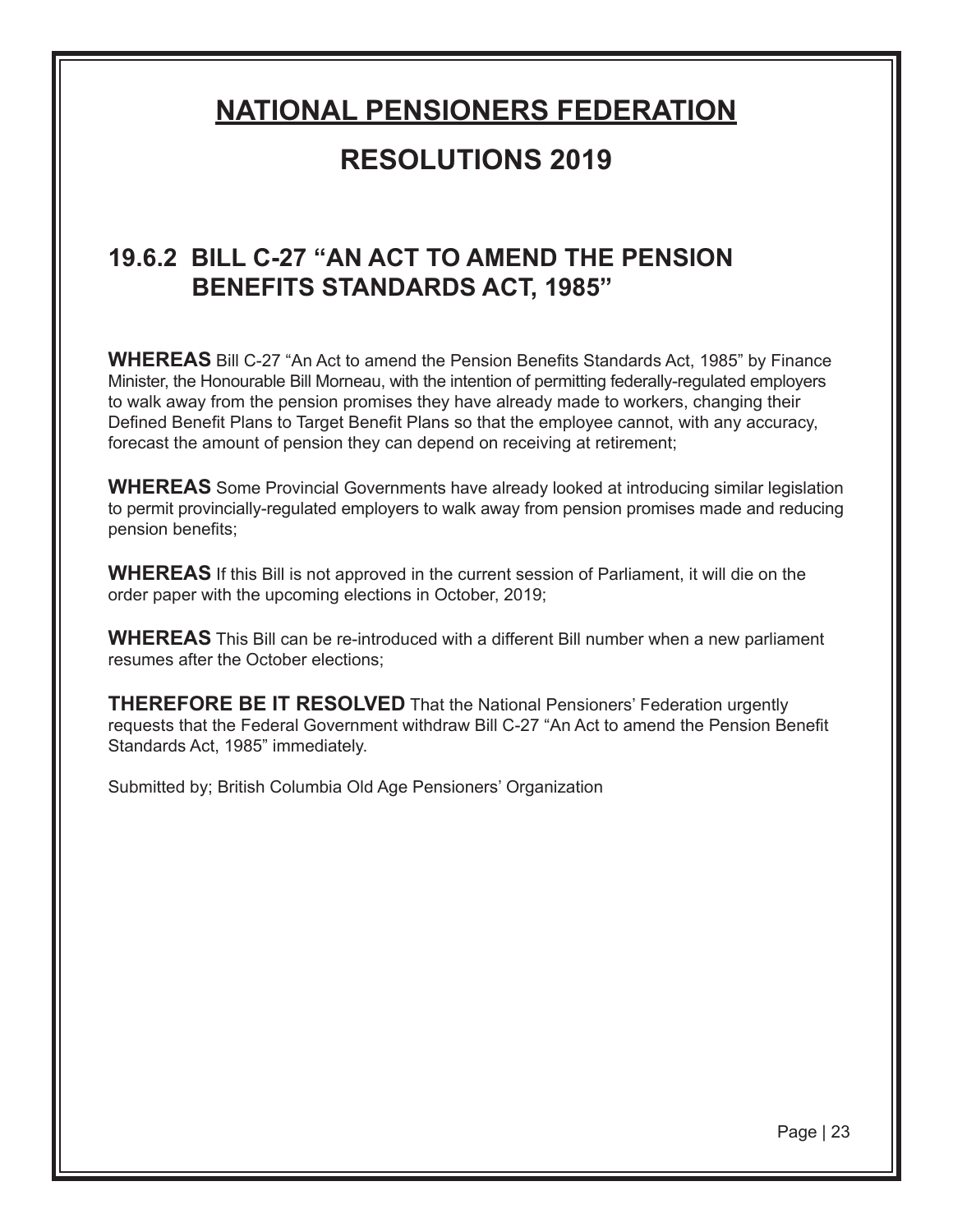# NATIONAL PENSIONERS FEDERATION

# RESOLUTIONS 2019

## 19.6.2 BILL C-27 "AN ACT TO AMEND THE PENSION BENEFITS STANDARDS ACT, 1985"

**WHEREAS** Bill C-27 "An Act to amend the Pension Benefits Standards Act, 1985" by Finance Minister, the Honourable Bill Morneau, with the intention of permitting federally-regulated employers to walk away from the pension promises they have already made to workers, changing their Defined Benefit Plans to Target Benefit Plans so that the employee cannot, with any accuracy, forecast the amount of pension they can depend on receiving at retirement;

**WHEREAS** Some Provincial Governments have already looked at introducing similar legislation to permit provincially-regulated employers to walk away from pension promises made and reducing pension benefits;

**WHEREAS** If this Bill is not approved in the current session of Parliament, it will die on the order paper with the upcoming elections in October, 2019;

**WHEREAS** This Bill can be re-introduced with a different Bill number when a new parliament resumes after the October elections;

**THEREFORE BE IT RESOLVED** That the National Pensioners' Federation urgently requests that the Federal Government withdraw Bill C-27 "An Act to amend the Pension Benefit Standards Act, 1985" immediately.

Submitted by; British Columbia Old Age Pensioners' Organization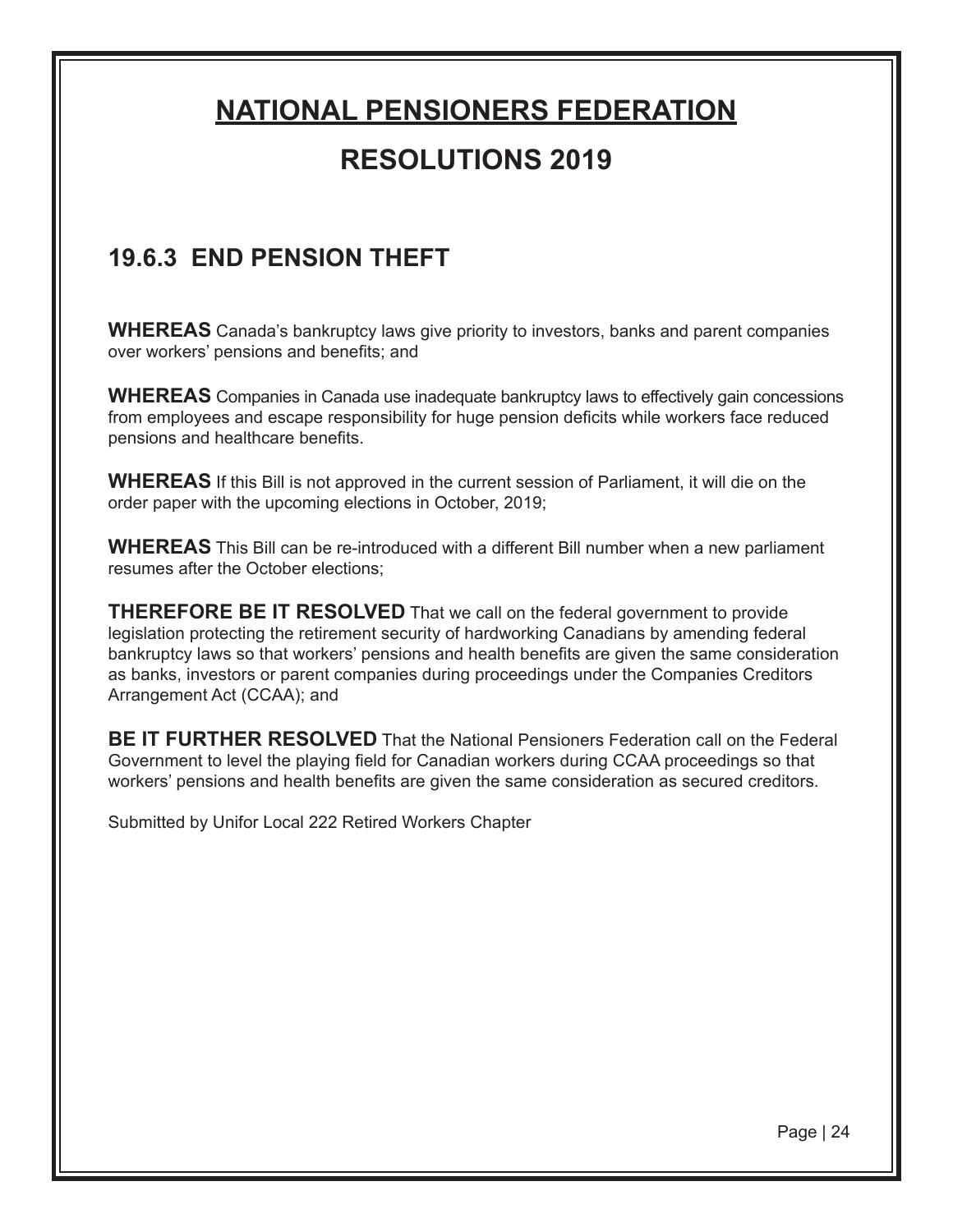# NATIONAL PENSIONERS FEDERATION

# RESOLUTIONS 2019

## 19.6.3 END PENSION THEFT

**WHEREAS** Canada's bankruptcy laws give priority to investors, banks and parent companies over workers' pensions and benefits; and

**WHEREAS** Companies in Canada use inadequate bankruptcy laws to effectively gain concessions from employees and escape responsibility for huge pension deficits while workers face reduced pensions and healthcare benefits.

**WHEREAS** If this Bill is not approved in the current session of Parliament, it will die on the order paper with the upcoming elections in October, 2019;

**WHEREAS** This Bill can be re-introduced with a different Bill number when a new parliament resumes after the October elections;

**THEREFORE BE IT RESOLVED** That we call on the federal government to provide legislation protecting the retirement security of hardworking Canadians by amending federal bankruptcy laws so that workers' pensions and health benefits are given the same consideration as banks, investors or parent companies during proceedings under the Companies Creditors Arrangement Act (CCAA); and

**BE IT FURTHER RESOLVED** That the National Pensioners Federation call on the Federal Government to level the playing field for Canadian workers during CCAA proceedings so that workers' pensions and health benefits are given the same consideration as secured creditors.

Submitted by Unifor Local 222 Retired Workers Chapter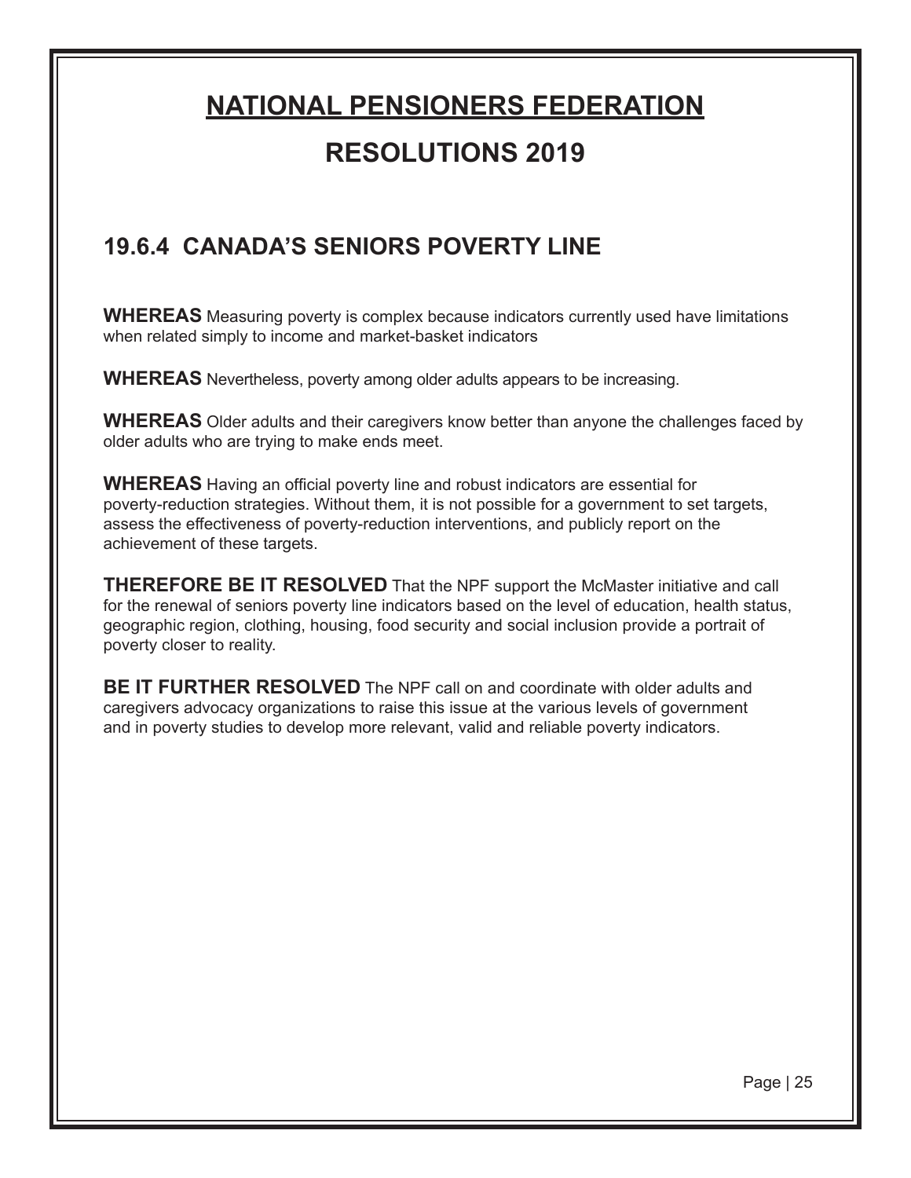# NATIONAL PENSIONERS FEDERATION

# RESOLUTIONS 2019

## 19.6.4 CANADA'S SENIORS POVERTY LINE

**WHEREAS** Measuring poverty is complex because indicators currently used have limitations when related simply to income and market-basket indicators

**WHEREAS** Nevertheless, poverty among older adults appears to be increasing.

**WHEREAS** Older adults and their caregivers know better than anyone the challenges faced by older adults who are trying to make ends meet.

**WHEREAS** Having an official poverty line and robust indicators are essential for poverty-reduction strategies. Without them, it is not possible for a government to set targets, assess the effectiveness of poverty-reduction interventions, and publicly report on the achievement of these targets.

**THEREFORE BE IT RESOLVED** That the NPF support the McMaster initiative and call for the renewal of seniors poverty line indicators based on the level of education, health status, geographic region, clothing, housing, food security and social inclusion provide a portrait of poverty closer to reality.

**BE IT FURTHER RESOLVED** The NPF call on and coordinate with older adults and caregivers advocacy organizations to raise this issue at the various levels of government and in poverty studies to develop more relevant, valid and reliable poverty indicators.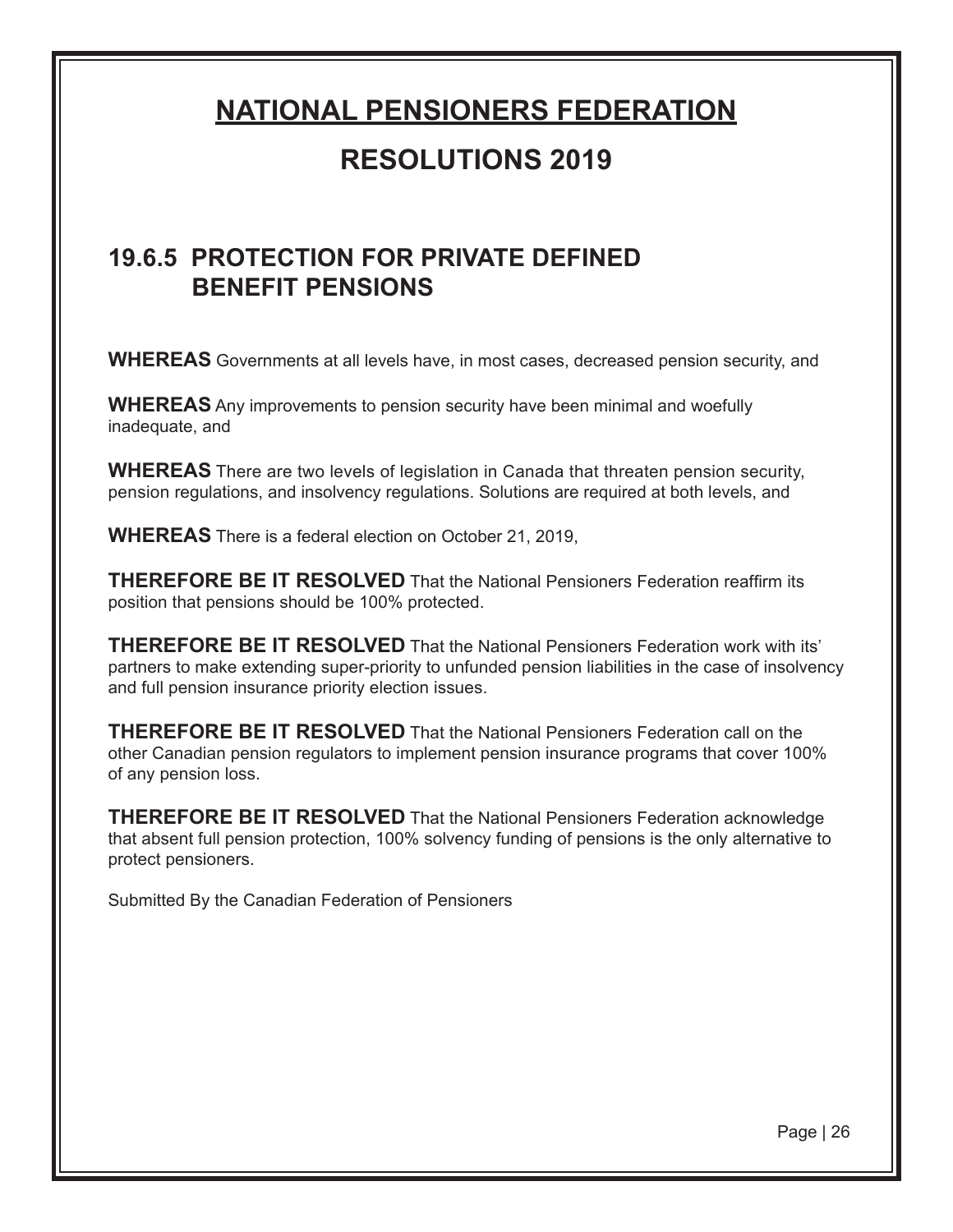# NATIONAL PENSIONERS FEDERATION

# RESOLUTIONS 2019

## 19.6.5 PROTECTION FOR PRIVATE DEFINED BENEFIT PENSIONS

**WHEREAS** Governments at all levels have, in most cases, decreased pension security, and

**WHEREAS** Any improvements to pension security have been minimal and woefully inadequate, and

**WHEREAS** There are two levels of legislation in Canada that threaten pension security, pension regulations, and insolvency regulations. Solutions are required at both levels, and

**WHEREAS** There is a federal election on October 21, 2019,

**THEREFORE BE IT RESOLVED** That the National Pensioners Federation reaffirm its position that pensions should be 100% protected.

**THEREFORE BE IT RESOLVED** That the National Pensioners Federation work with its' partners to make extending super-priority to unfunded pension liabilities in the case of insolvency and full pension insurance priority election issues.

**THEREFORE BE IT RESOLVED** That the National Pensioners Federation call on the other Canadian pension regulators to implement pension insurance programs that cover 100% of any pension loss.

**THEREFORE BE IT RESOLVED** That the National Pensioners Federation acknowledge that absent full pension protection, 100% solvency funding of pensions is the only alternative to protect pensioners.

Submitted By the Canadian Federation of Pensioners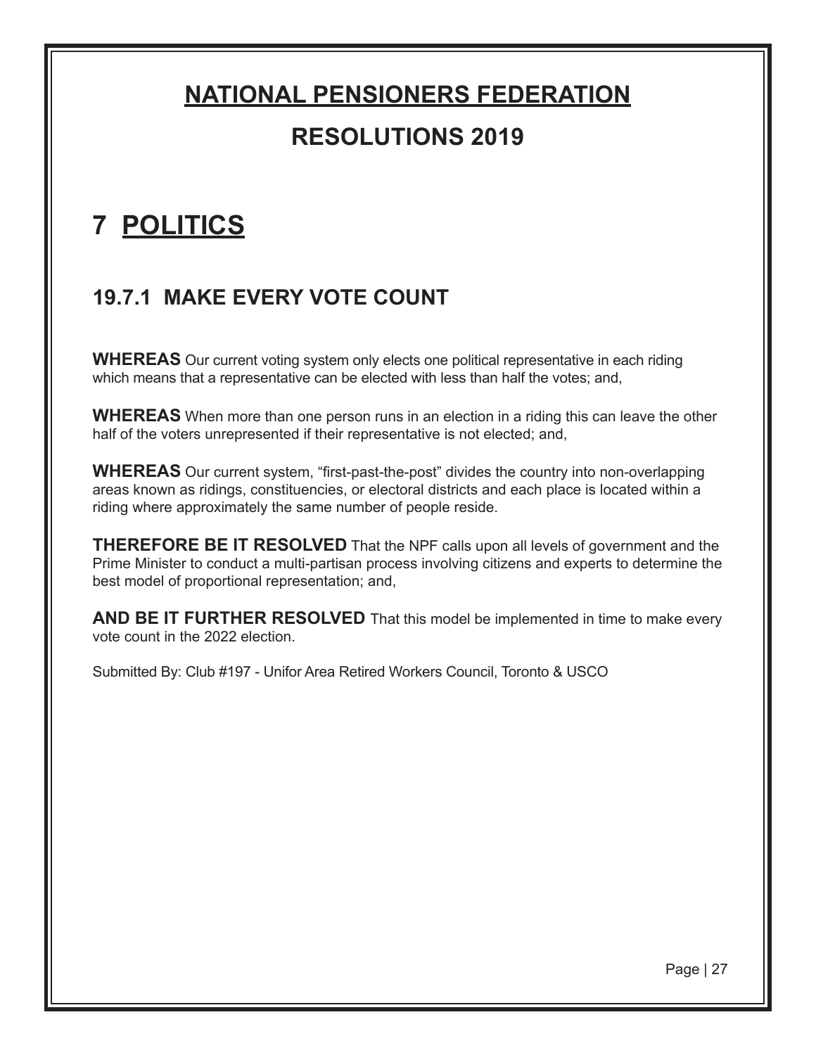# NATIONAL PENSIONERS FEDERATION

## RESOLUTIONS 2019

# 7 POLITICS

## 19.7.1 MAKE EVERY VOTE COUNT

**WHEREAS** Our current voting system only elects one political representative in each riding which means that a representative can be elected with less than half the votes; and,

**WHEREAS** When more than one person runs in an election in a riding this can leave the other half of the voters unrepresented if their representative is not elected; and,

**WHEREAS** Our current system, "first-past-the-post" divides the country into non-overlapping areas known as ridings, constituencies, or electoral districts and each place is located within a riding where approximately the same number of people reside.

**THEREFORE BE IT RESOLVED** That the NPF calls upon all levels of government and the Prime Minister to conduct a multi-partisan process involving citizens and experts to determine the best model of proportional representation; and,

**AND BE IT FURTHER RESOLVED** That this model be implemented in time to make every vote count in the 2022 election.

Submitted By: Club #197 - Unifor Area Retired Workers Council, Toronto & USCO